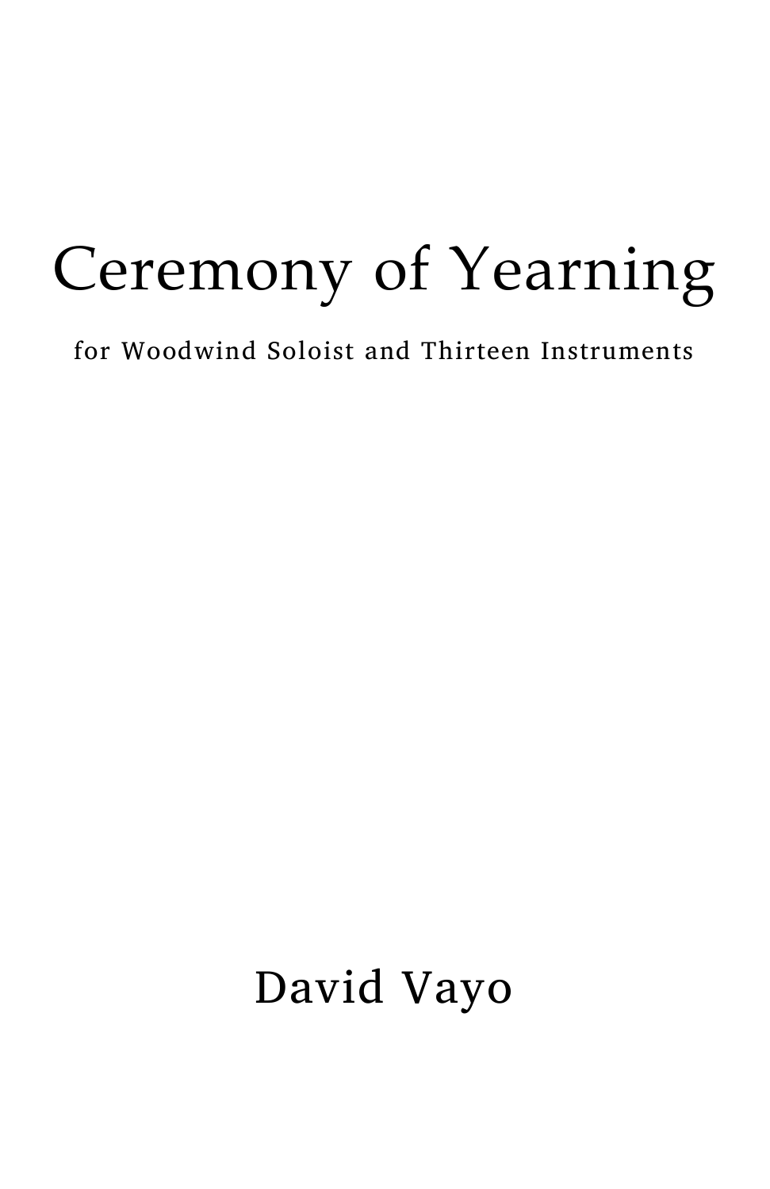# Ceremony of Yearning

for Woodwind Soloist and Thirteen Instruments

David Vayo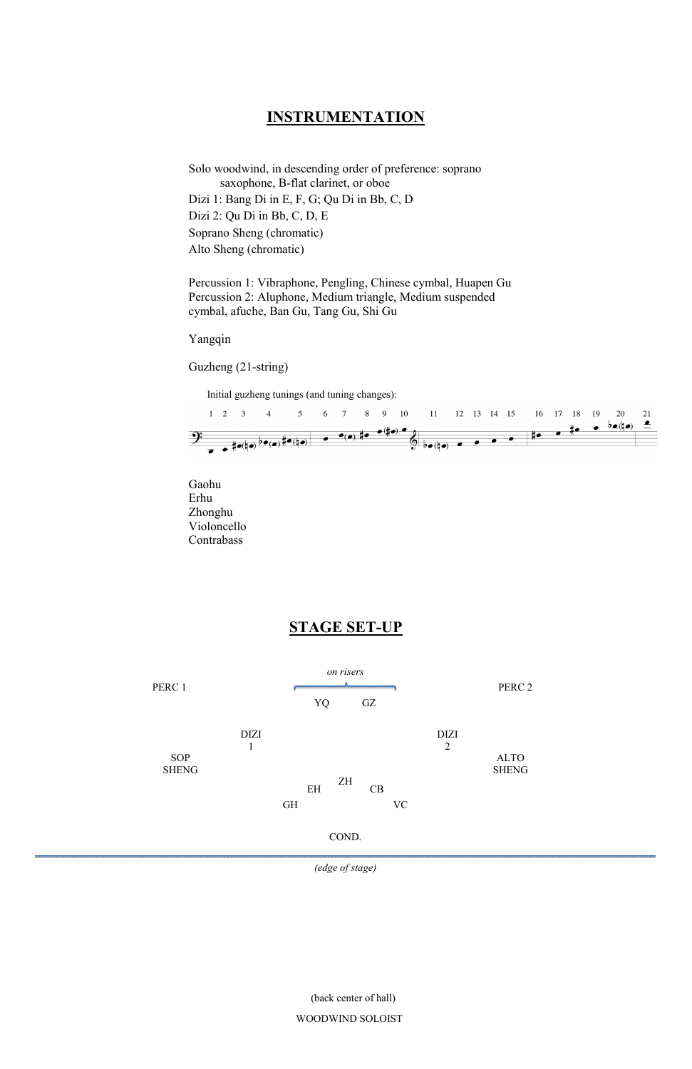## INSTRUMENTATION

Solo woodwind, in descending order of preference: soprano saxophone, B-flat clarinet, or oboe
Dizi 1: Bang Di in E, F, G; Qu Di in Bb, C, D
Dizi 2: Qu Di in Bb, C, D, E
Soprano Sheng (chromatic)
Alto Sheng (chromatic)

Percussion 1: Vibraphone, Pengling, Chinese cymbal, Huapen Gu
Percussion 2: Aluphone, Medium triangle, Medium suspended cymbal, afuche, Ban Gu, Tang Gu, Shi Gu

Yangqin

Guzheng (21-string)

Initial guzheng tunings (and tuning changes):

1 2 3 4 5 6 7 8 9 10 11 12 13 14 15 16 17 18 19 20 21

Gaohu
Erhu
Zhonghu
Violoncello
Contrabass

## STAGE SET-UP

*on risers*

PERC 1 | YQ | GZ | PERC 2

DIZI 1 | DIZI 2

SOP SHENG | ALTO SHENG

ZH

EH | CB

GH | VC

COND.

*(edge of stage)*

(back center of hall)

WOODWIND SOLOIST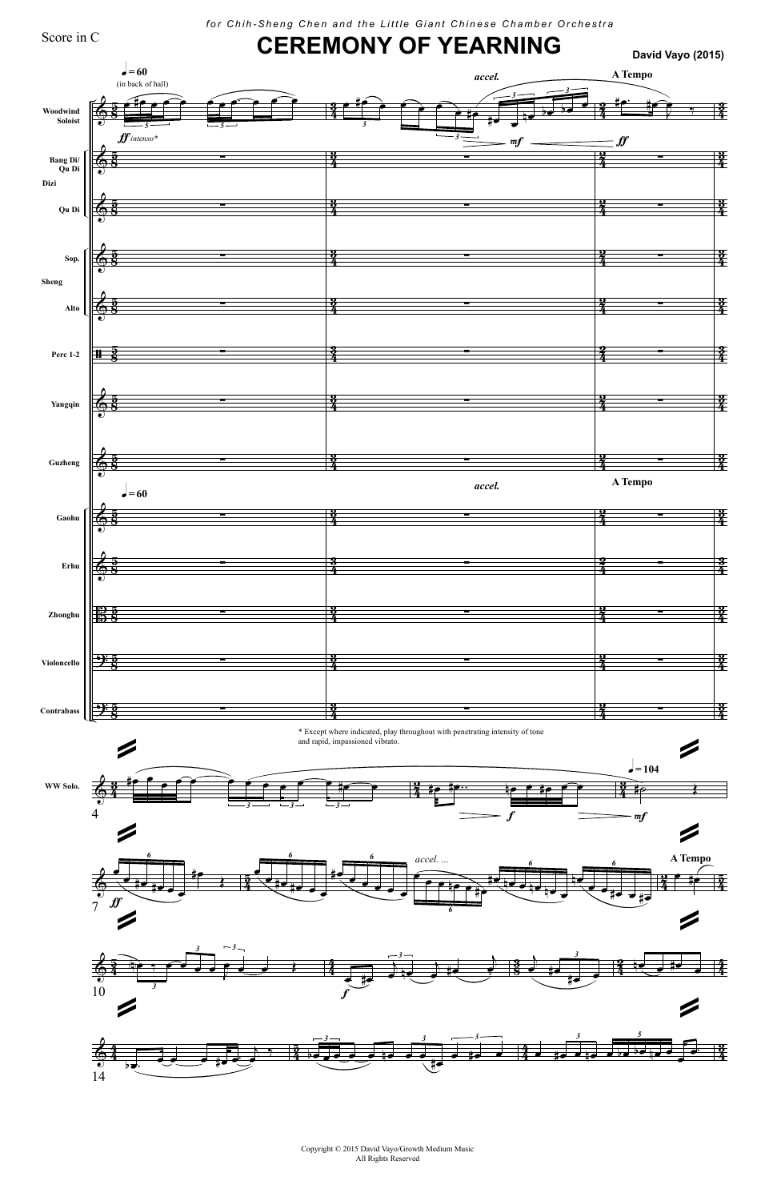Score in C

*for Chih-Sheng Chen and the Little Giant Chinese Chamber Orchestra*

# CEREMONY OF YEARNING

**David Vayo (2015)**

* Except where indicated, play throughout with penetrating intensity of tone and rapid, impassioned vibrato.

Copyright © 2015 David Vayo/Growth Medium Music
All Rights Reserved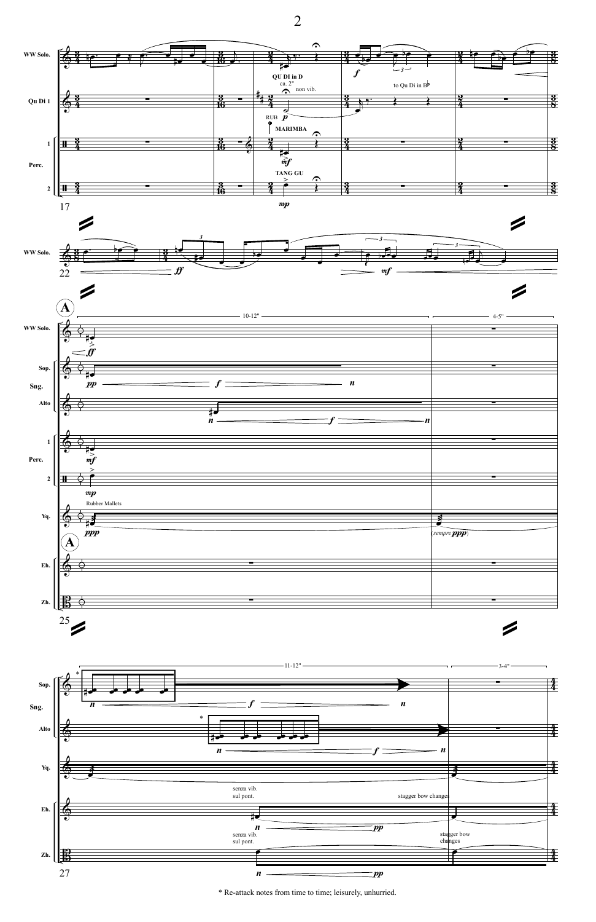* Re-attack notes from time to time; leisurely, unhurried.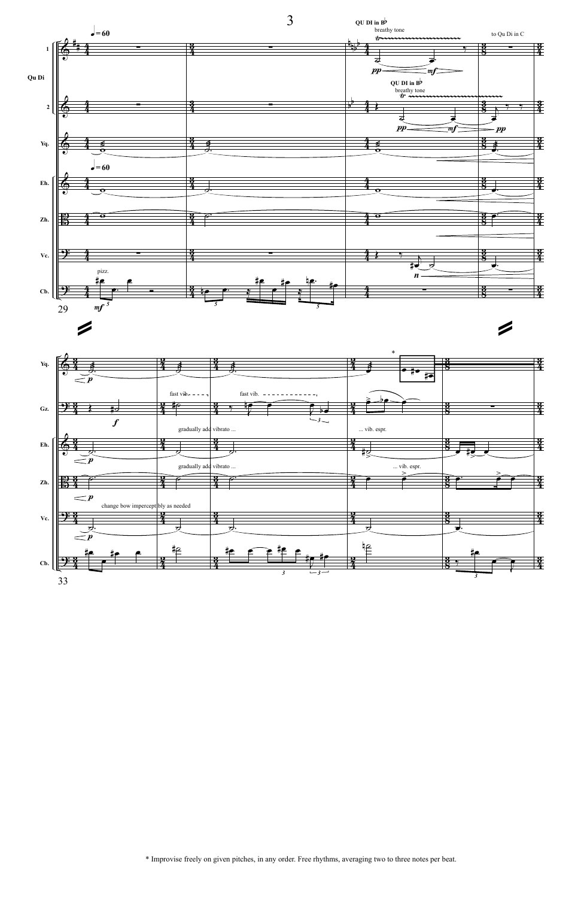* Improvise freely on given pitches, in any order. Free rhythms, averaging two to three notes per beat.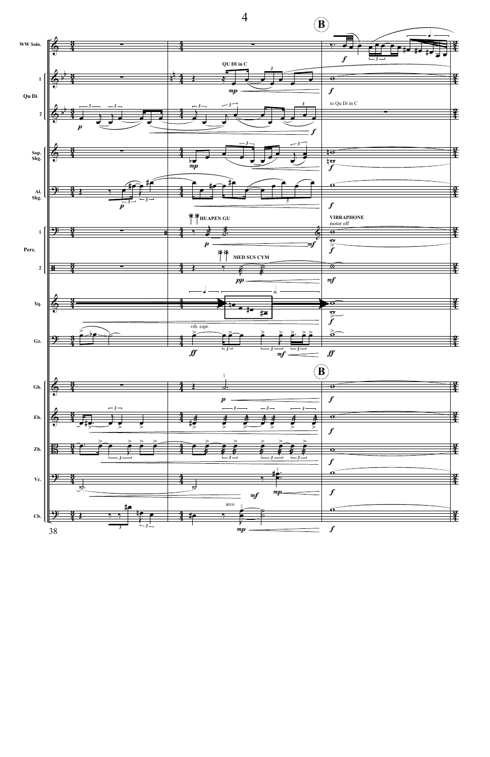**B**

WW Solo.

Qu Di 1, 2

QU DI in C

to Qu Di in C

Sop. Shg.

Al. Shg.

Perc. 1, 2

HUAPEN GU

VIBRAPHONE
motor off

MED SUS CYM

Yq.

Gz.

vib. espr.

**B**

Gh.

Eh.

Zh.

Vc.

Cb.

arco

38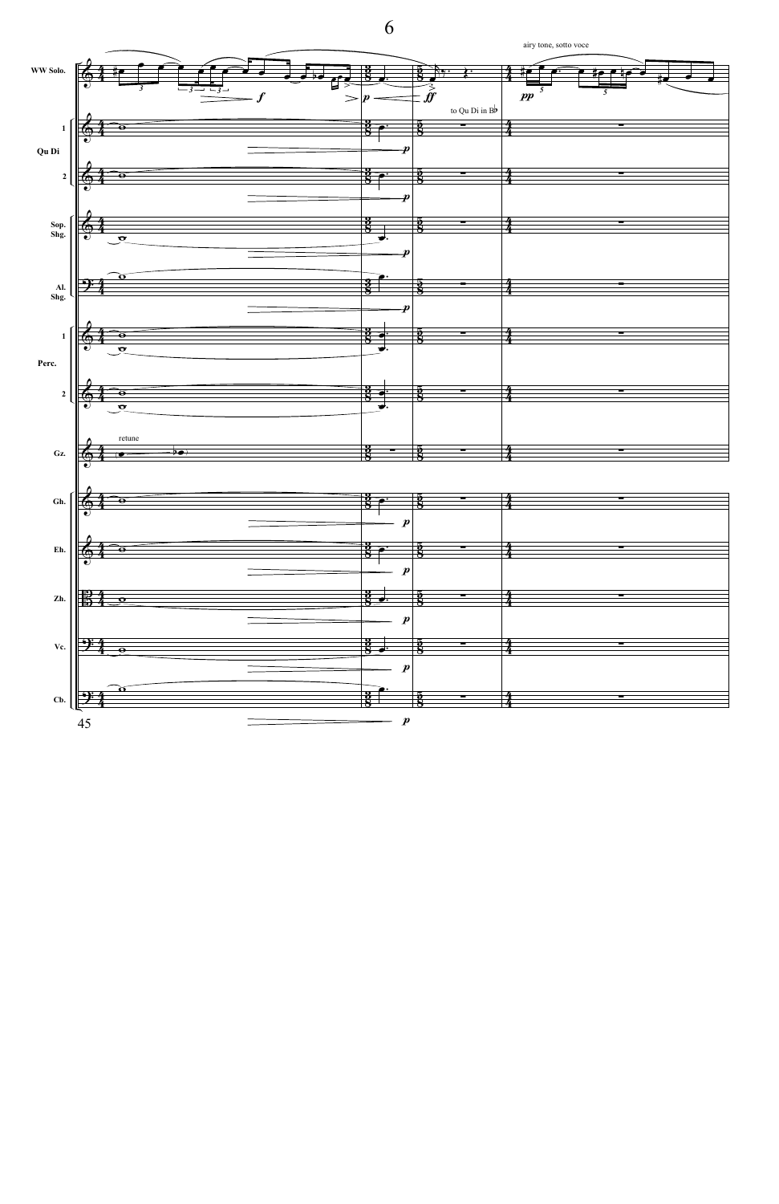airy tone, sotto voce

to Qu Di in B♭

retune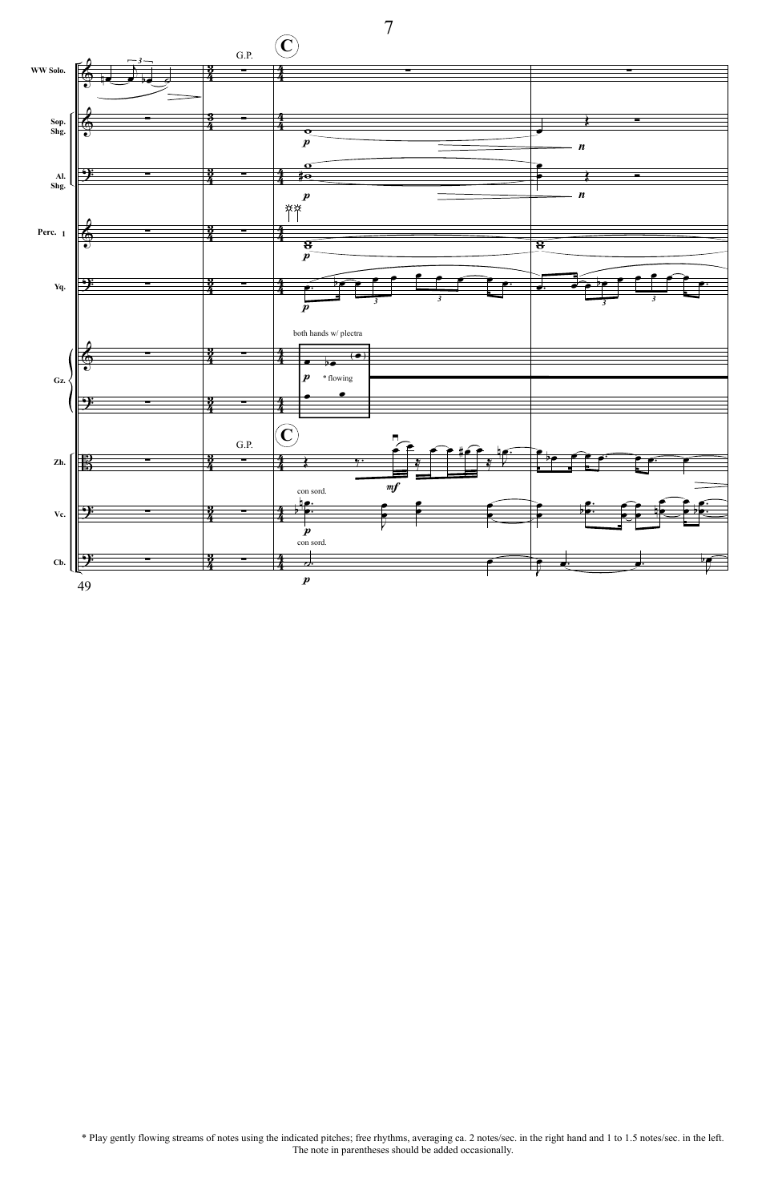\* Play gently flowing streams of notes using the indicated pitches; free rhythms, averaging ca. 2 notes/sec. in the right hand and 1 to 1.5 notes/sec. in the left. The note in parentheses should be added occasionally.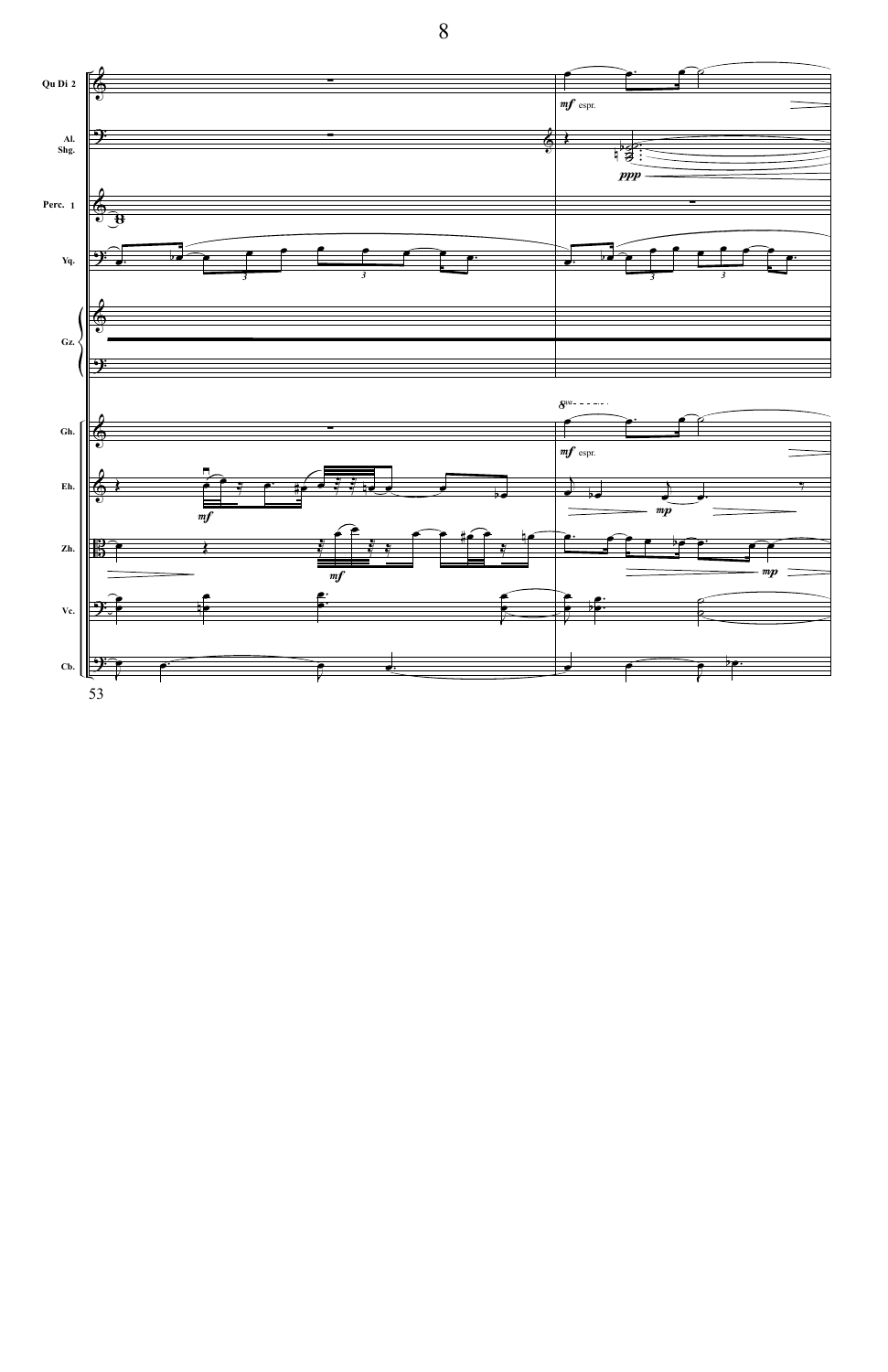Qu Di 2

*mf* espr.

Al. Shg.

*ppp*

Perc. 1

Yq.

Gz.

Gh.

*8va*

*mf* espr.

Eh.

*mf*

*mp*

Zh.

*mf*

*mp*

Vc.

Cb.

53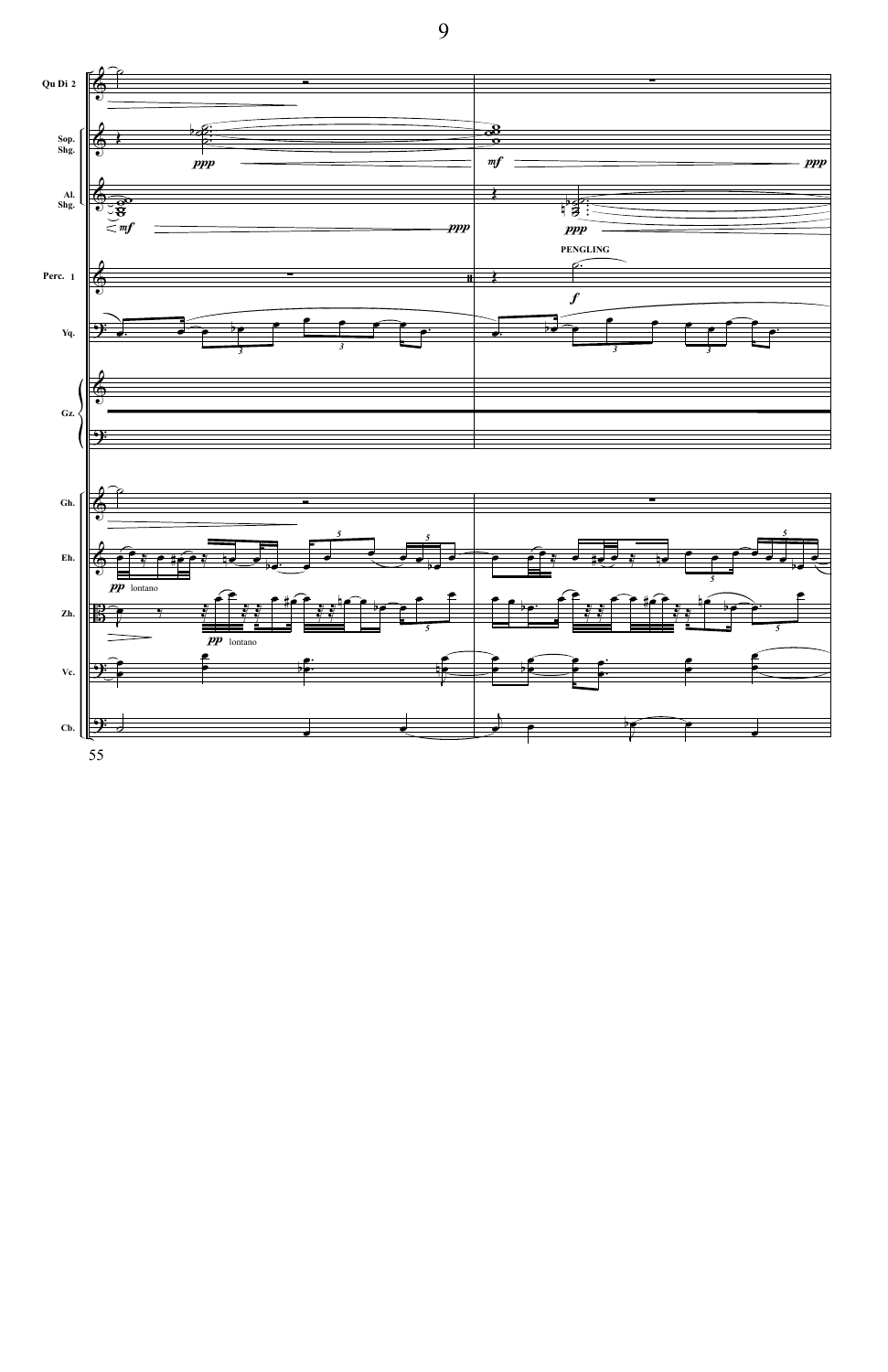Qu Di 2

Sop. Shg.

Al. Shg.

Perc. 1

Yq.

Gz.

Gh.

Eh.

Zh.

Vc.

Cb.

*ppp* *mf* *ppp*

*mf* *ppp* *ppp*

PENGLING

*f*

*pp* lontano

*pp* lontano

55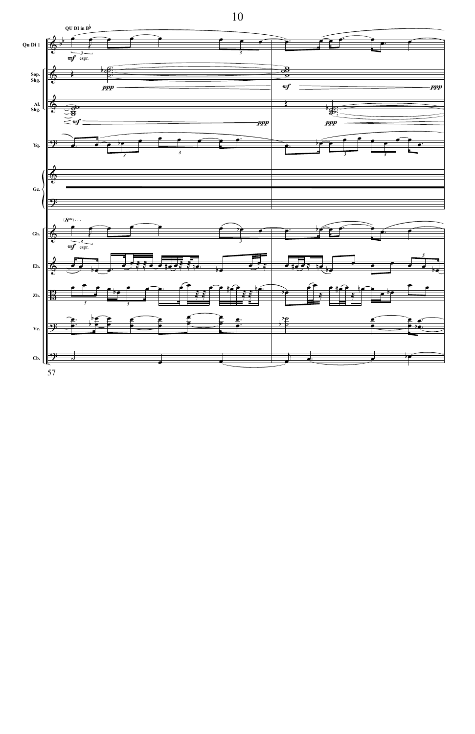QU DI in B♭

Qu Di 1

Sop. Shg.

Al. Shg.

Yq.

Gz.

Gh.

Eh.

Zh.

Vc.

Cb.

*mf* espr.

*ppp*

*mf*

*ppp*

*mf*

*ppp*

*ppp*

(8va) . . .

*mf* espr.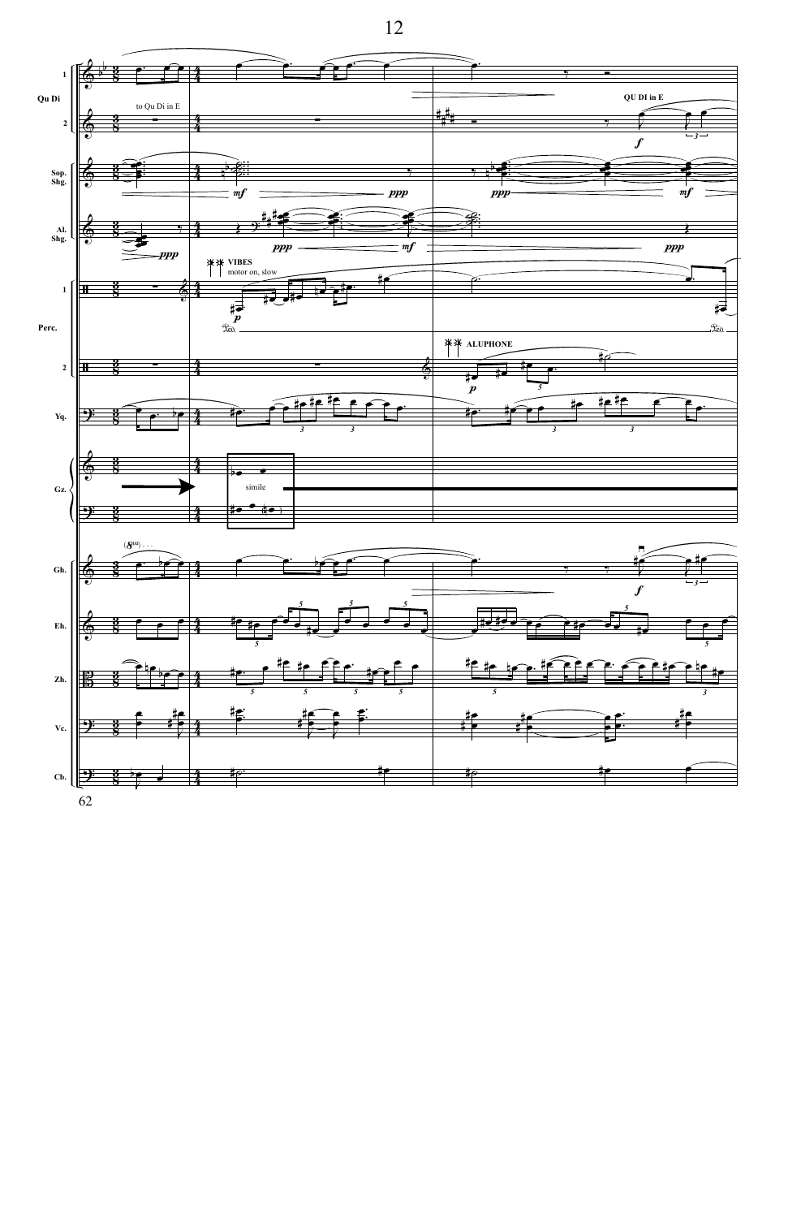Qu Di 1

Qu Di 2 — to Qu Di in E — QU DI in E — *f*

Sop. Shg. — *mf* *ppp* *ppp* *mf*

Al. Shg. — *ppp* *ppp* *mf* *ppp*

Perc. 1 — **VIBES** motor on, slow — *p*

Perc. 2 — **ALUPHONE** — *p*

Yq.

Gz. — simile

Gh. — *f*

Eh.

Zh.

Vc.

Cb.

62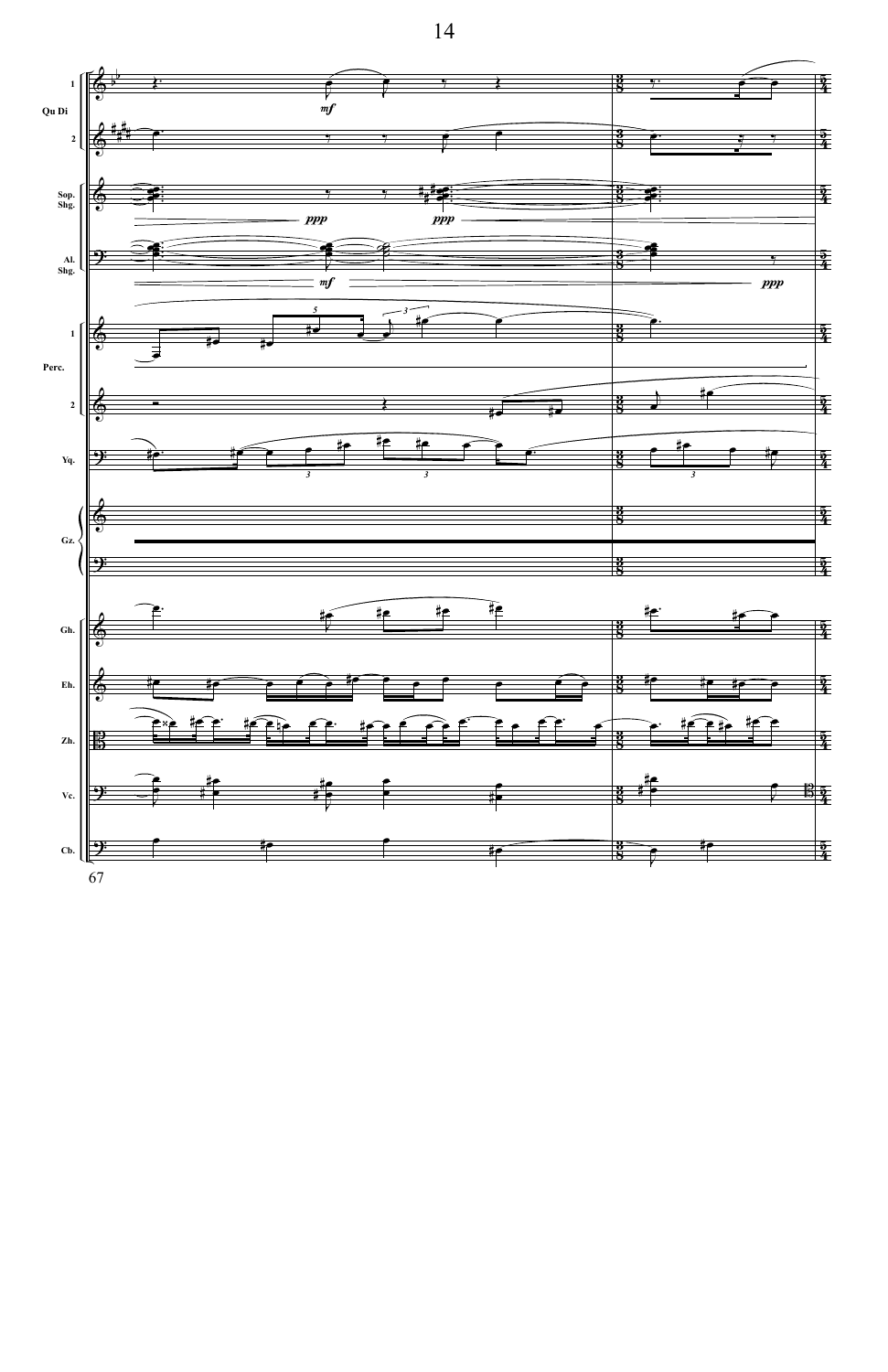Qu Di 1

Qu Di 2

Sop. Shg.

Al. Shg.

Perc. 1

Perc. 2

Yq.

Gz.

Gh.

Eh.

Zh.

Vc.

Cb.

*mf*

*ppp*

*ppp*

*mf*

*ppp*

67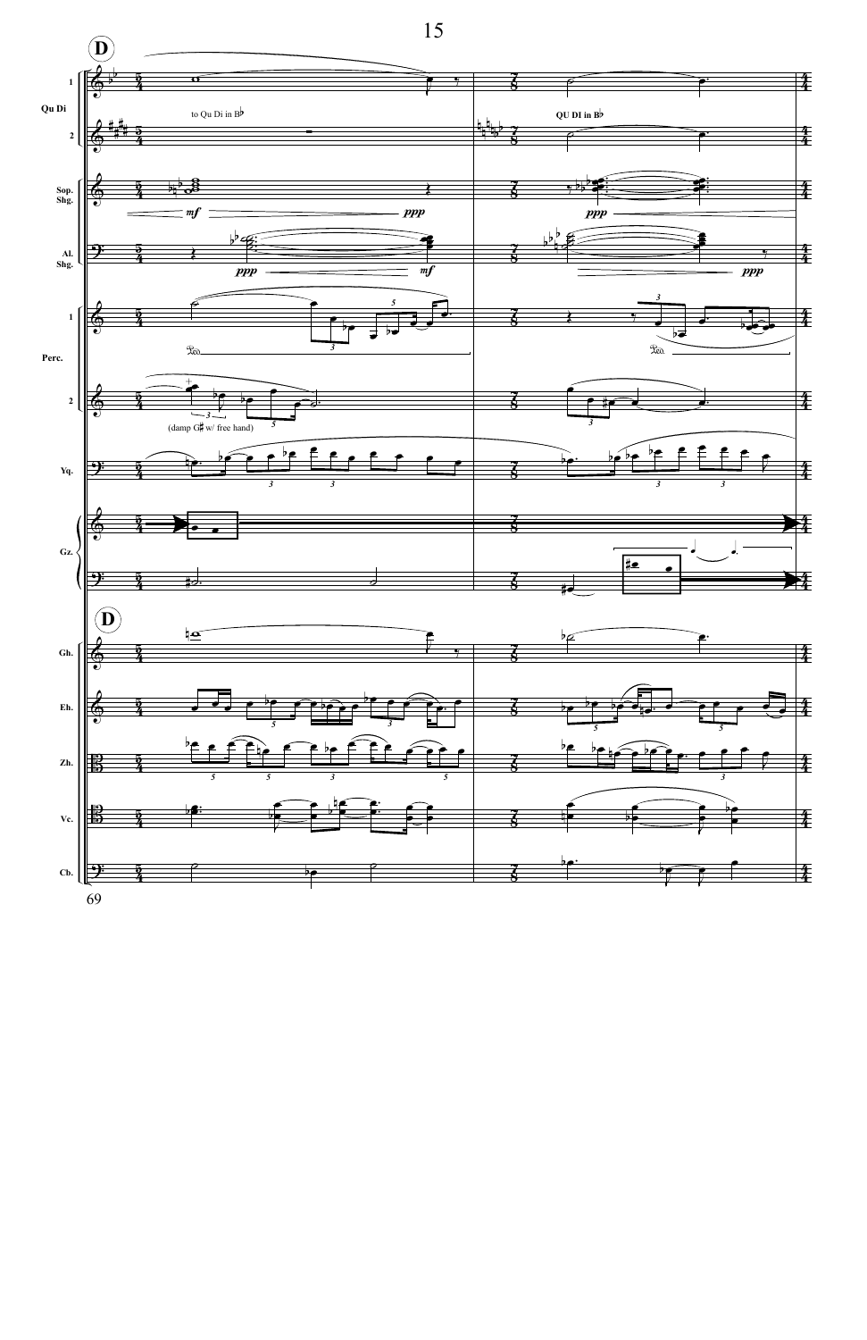**D**

Qu Di 1, 2

to Qu Di in B♭

QU DI in B♭

Sop. Shg.

*mf* *ppp*

*ppp*

Al. Shg.

*ppp* *mf*

*ppp*

Perc. 1, 2

(damp G♯ w/ free hand)

Yq.

Gz.

**D**

Gh.

Eh.

Zh.

Vc.

Cb.

69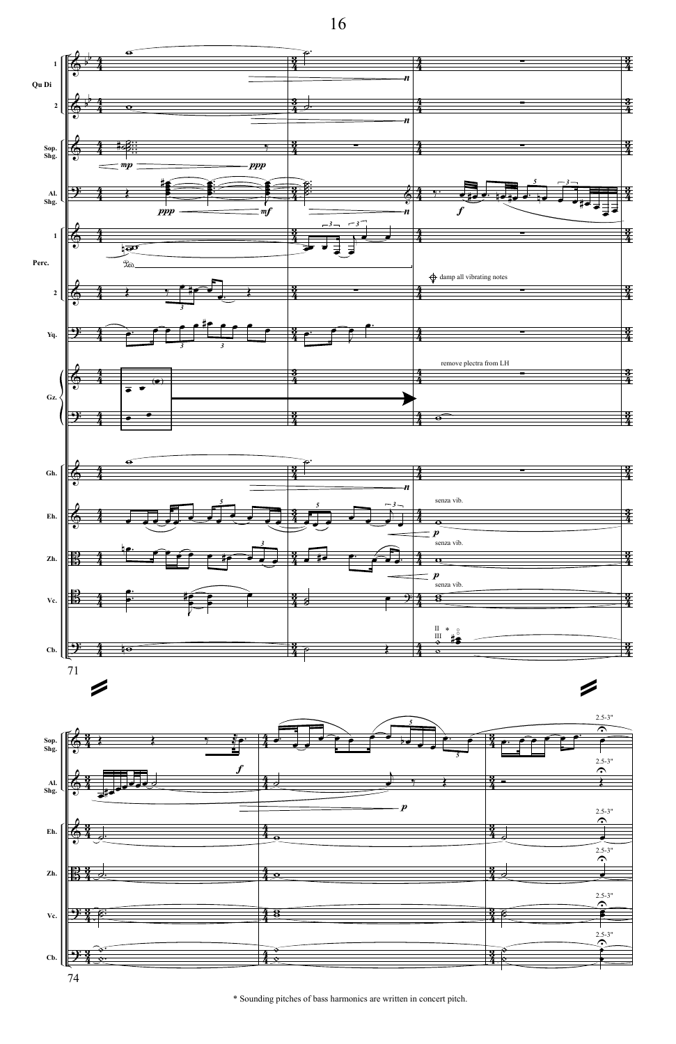* Sounding pitches of bass harmonics are written in concert pitch.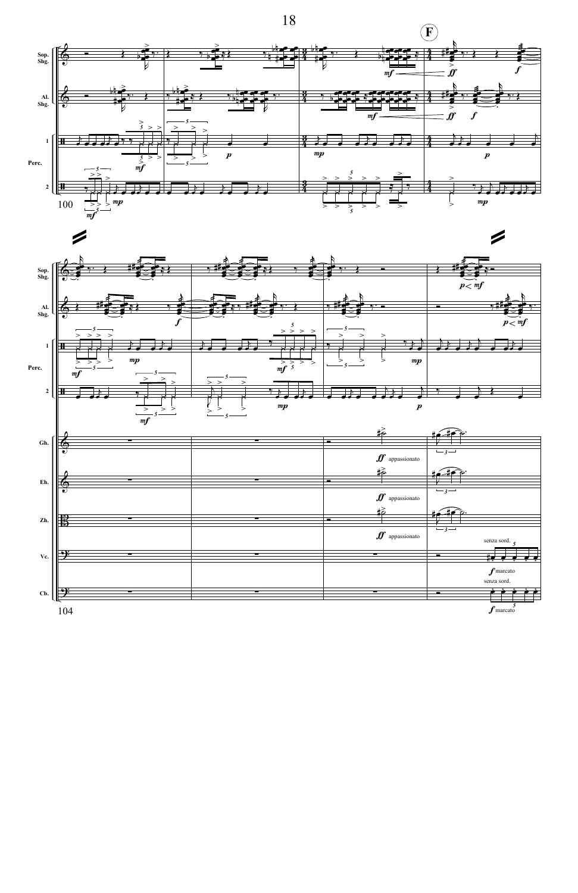**F**

Sop. Shg.

Al. Shg.

Perc. 1

Perc. 2

100

*mf* *ff* *f*

*mp* *p*

104

Gh. *ff* appassionato

Eh. *ff* appassionato

Zh. *ff* appassionato

Vc. senza sord. *f* marcato

Cb. senza sord. *f* marcato

*p* < *mf*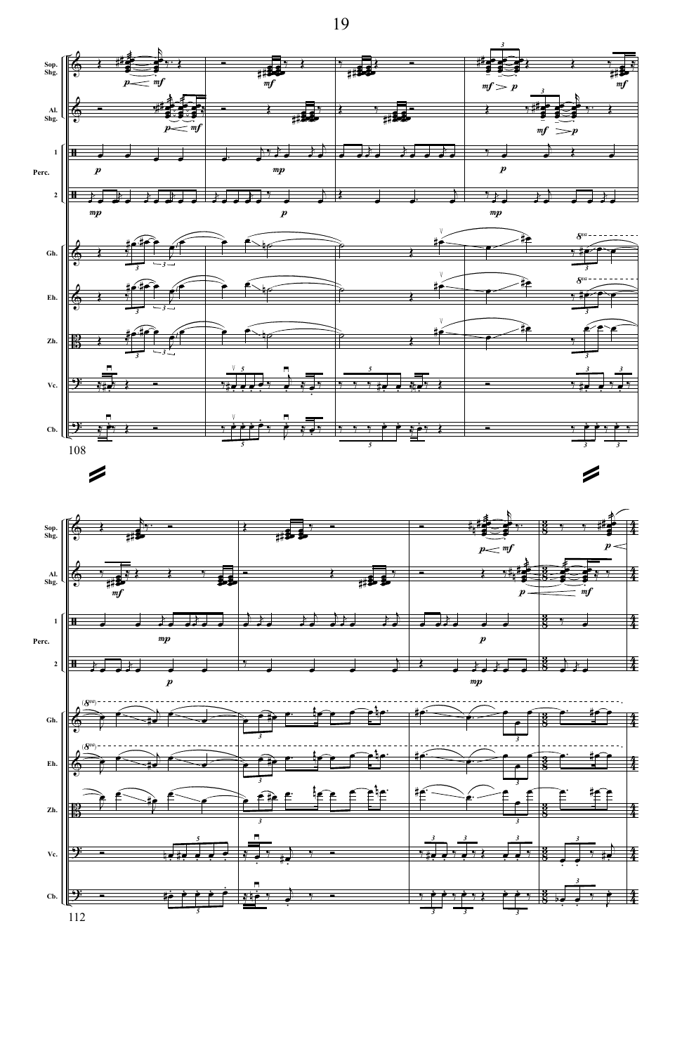Sop. Shg.

Al. Shg.

Perc. 1

Perc. 2

Gh.

Eh.

Zh.

Vc.

Cb.

108

112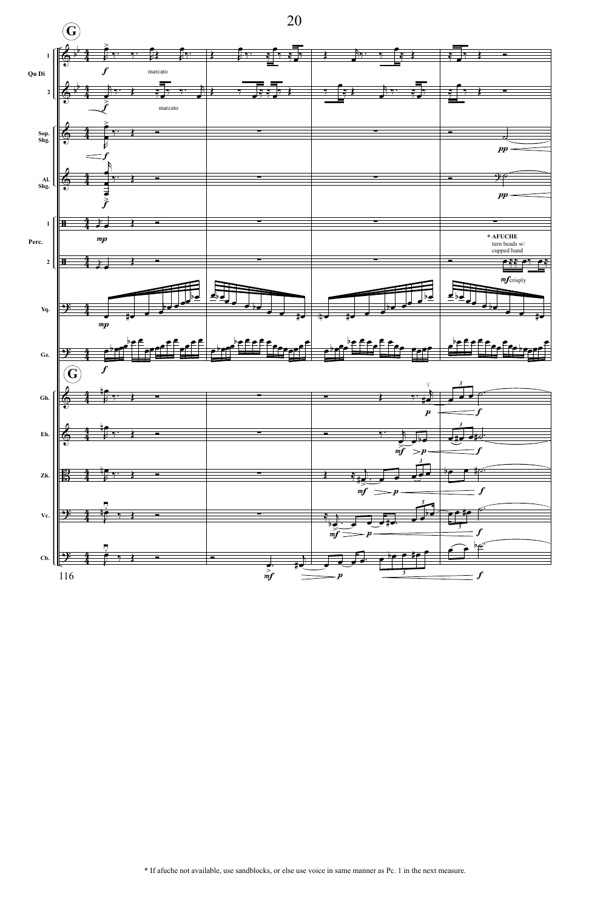\* If afuche not available, use sandblocks, or else use voice in same manner as Pc. 1 in the next measure.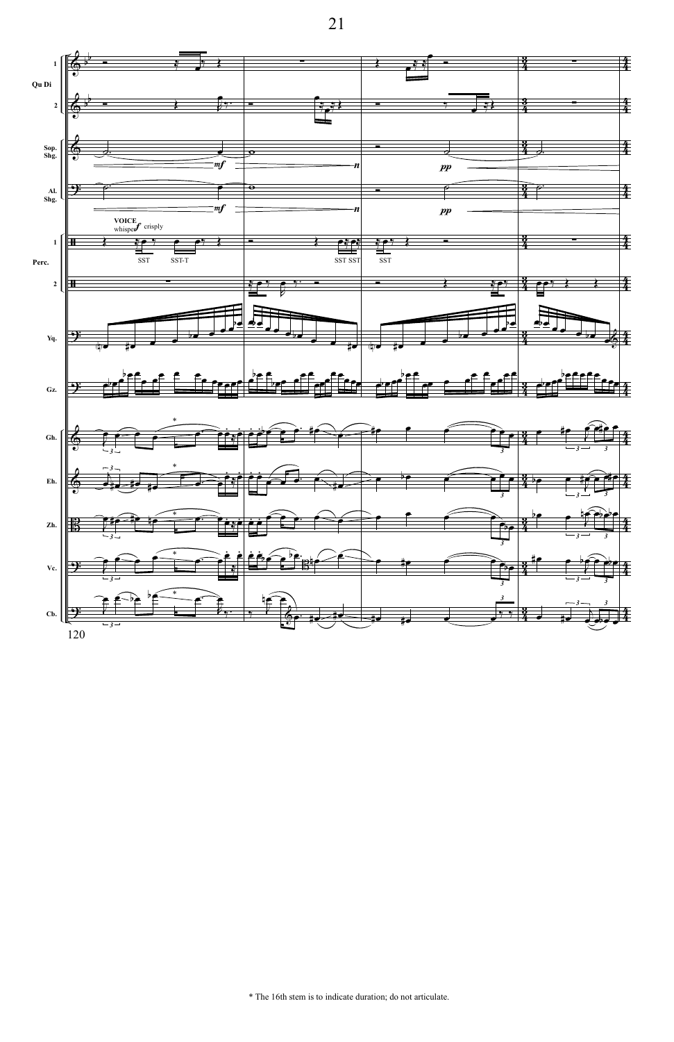* The 16th stem is to indicate duration; do not articulate.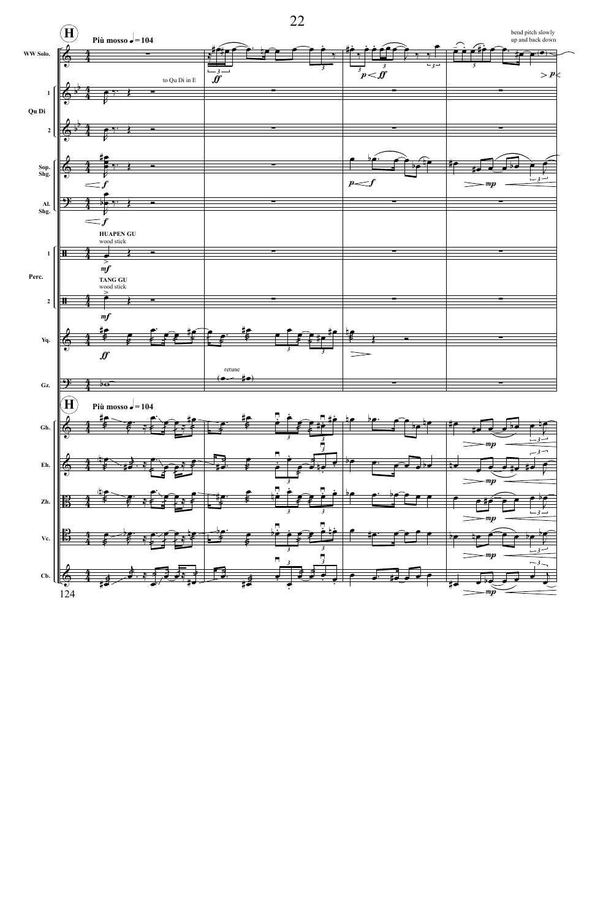**H** Più mosso ♩ = 104

bend pitch slowly up and back down

WW Solo.

Qu Di 1

to Qu Di in E

Qu Di 2

Sop. Shg.

Al. Shg.

**HUAPEN GU**
wood stick

Perc. 1

**TANG GU**
wood stick

Perc. 2

Yq.

retune

Gz.

**H** Più mosso ♩ = 104

Gh.

Eh.

Zh.

Vc.

Cb.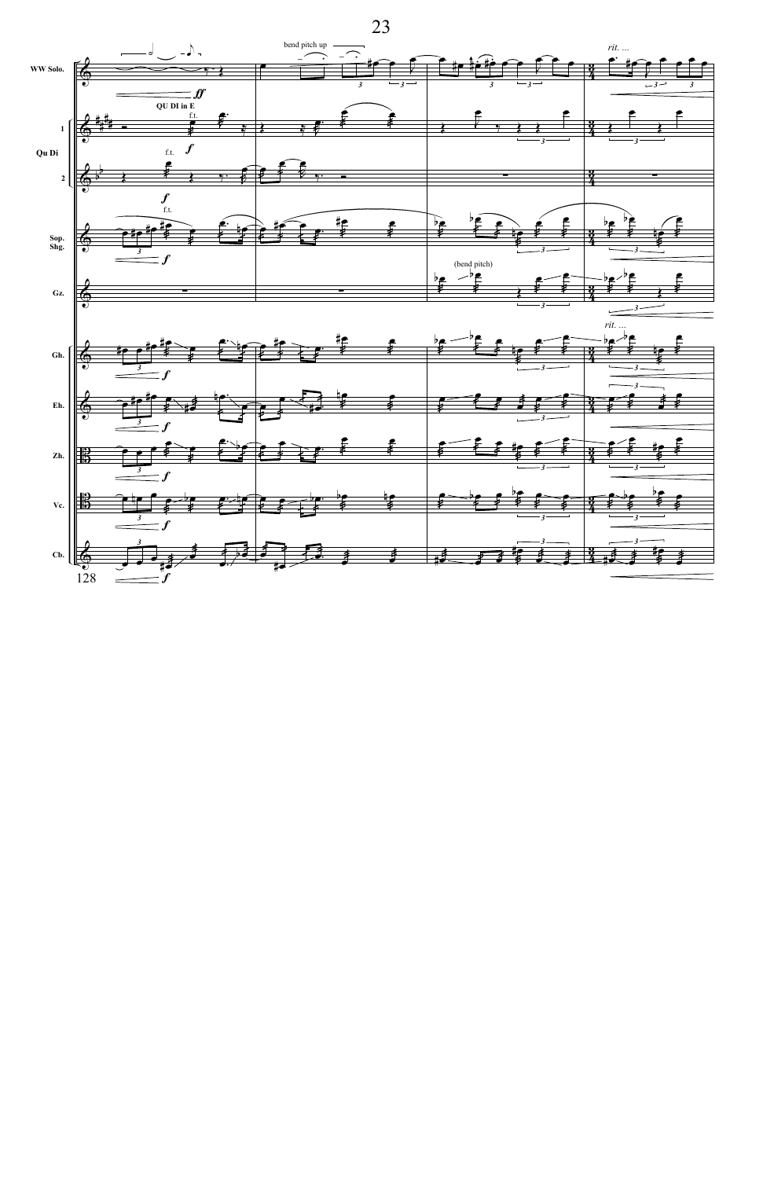WW Solo.

QU DI in E

f.t.

Qu Di 1

Qu Di 2

bend pitch up

rit. ...

Sop. Shg.

(bend pitch)

Gz.

Gh.

Eh.

Zh.

Vc.

Cb.

128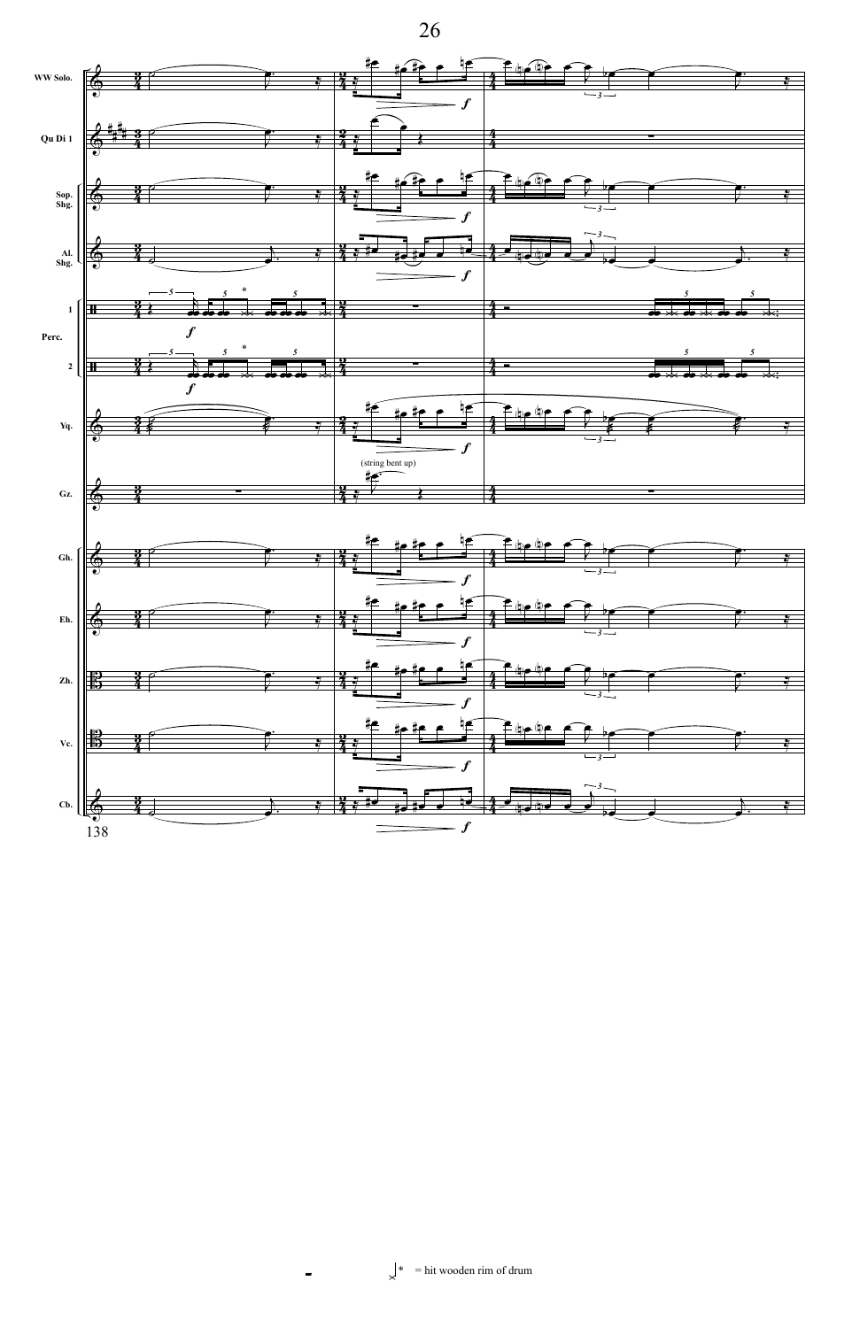(string bent up)

= hit wooden rim of drum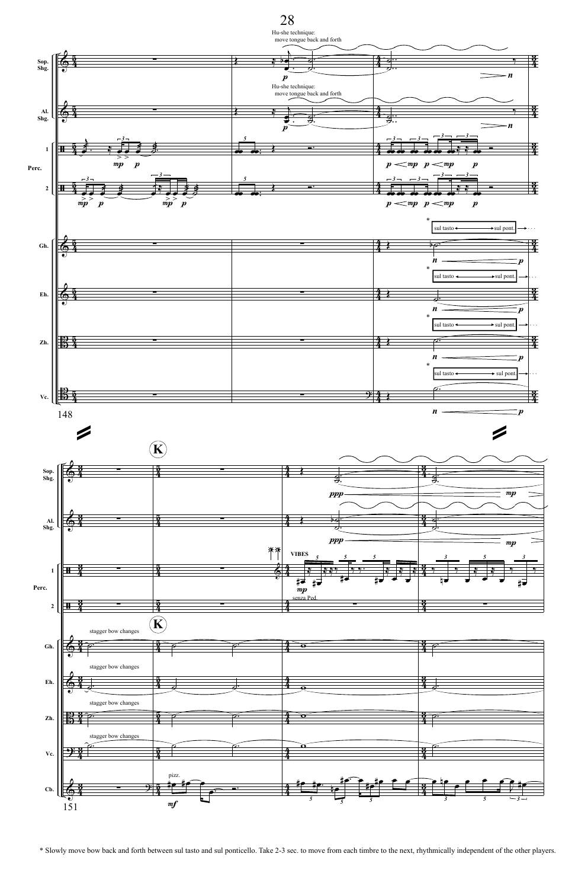* Slowly move bow back and forth between sul tasto and sul ponticello. Take 2-3 sec. to move from each timbre to the next, rhythmically independent of the other players.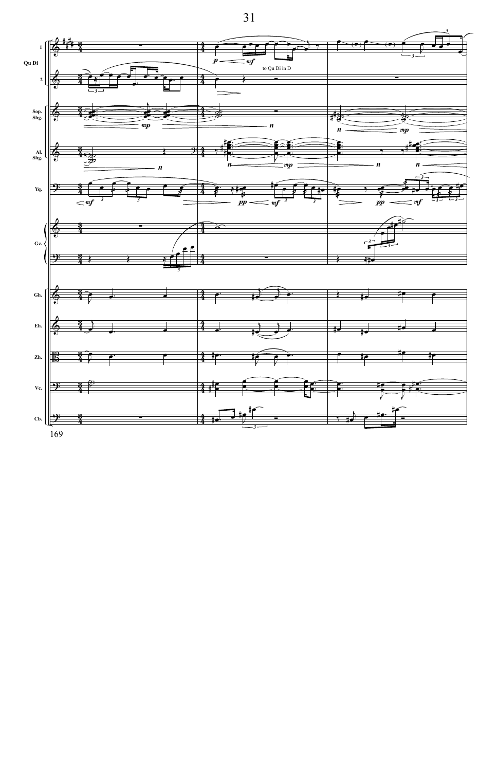Qu Di 1, 2

Sop. Shg.

Al. Shg.

Yq.

Gz.

Gh.

Eh.

Zh.

Vc.

Cb.

to Qu Di in D

169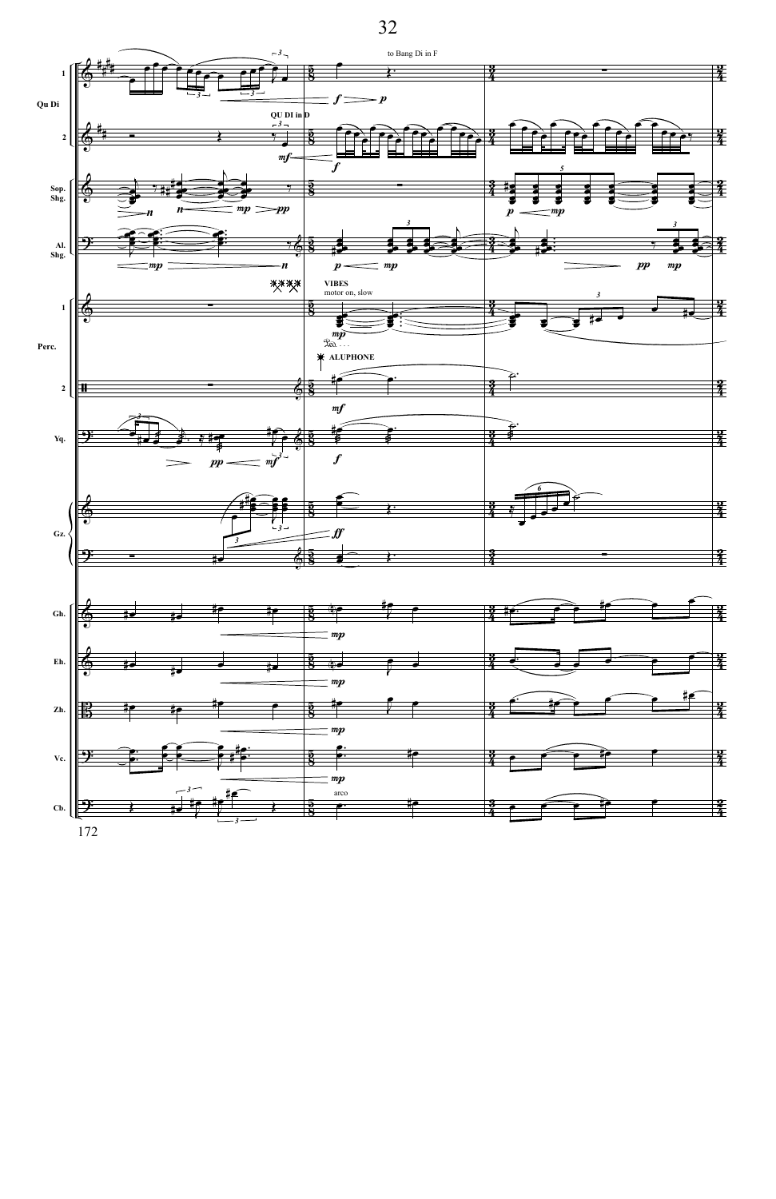Qu Di 1 — to Bang Di in F

Qu Di 2 — QU DI in D

Sop. Shg.

Al. Shg.

Perc. 1 — VIBES motor on, slow

Perc. 2 — ALUPHONE

Yq.

Gz.

Gh.

Eh.

Zh.

Vc.

Cb. — arco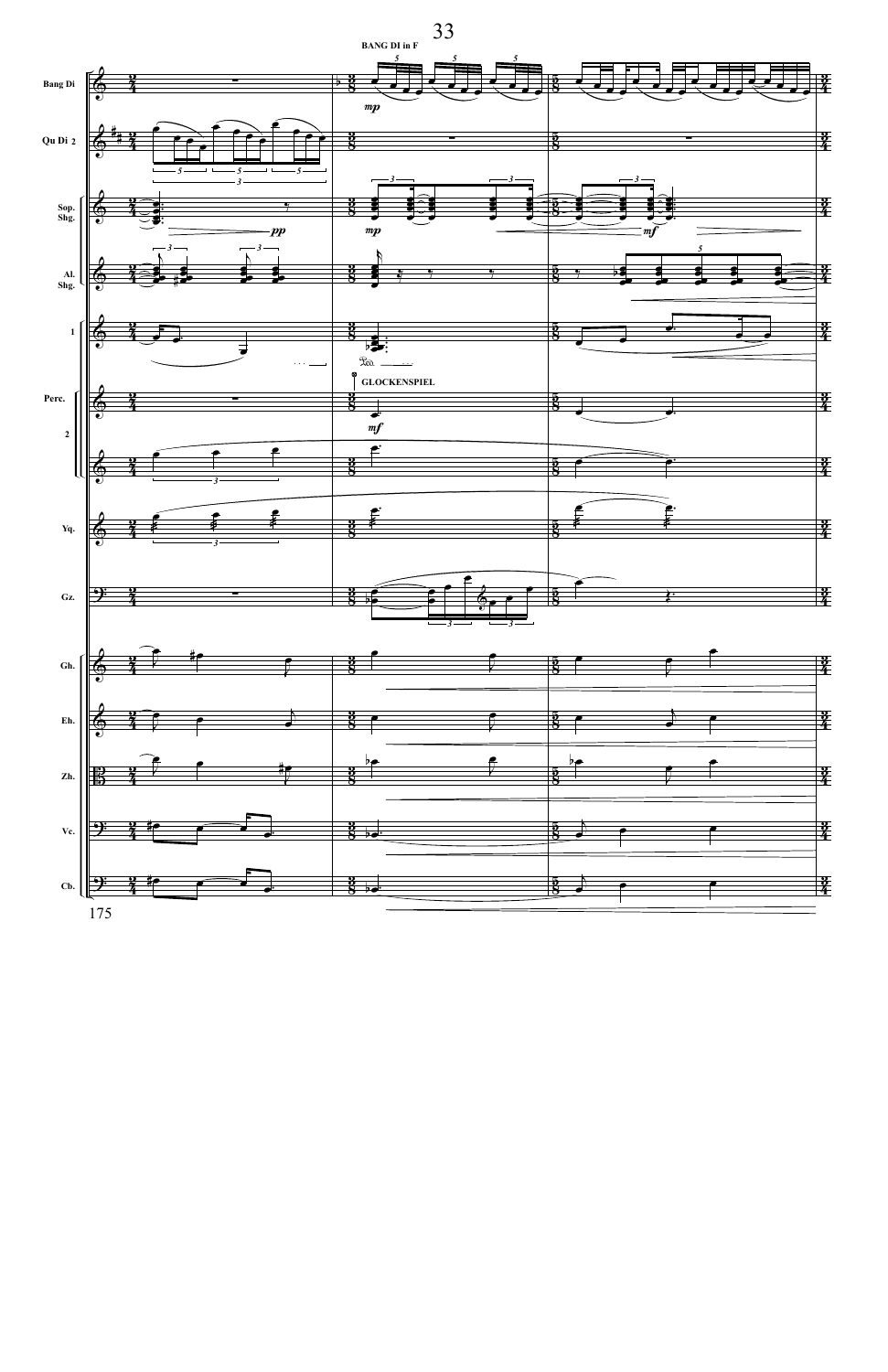BANG DI in F

GLOCKENSPIEL

Bang Di

Qu Di 2

Sop. Shg.

Al. Shg.

Perc.

Yq.

Gz.

Gh.

Eh.

Zh.

Vc.

Cb.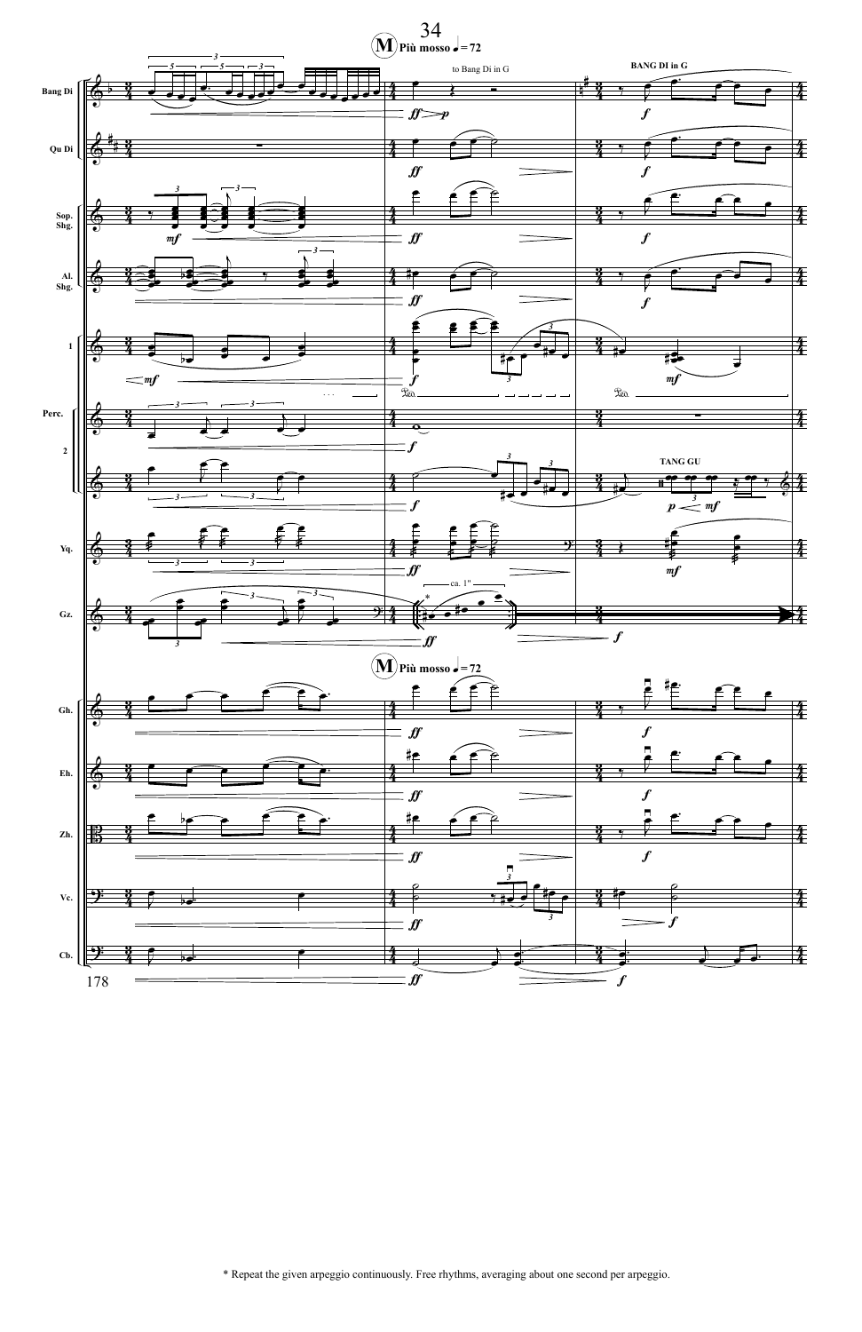* Repeat the given arpeggio continuously. Free rhythms, averaging about one second per arpeggio.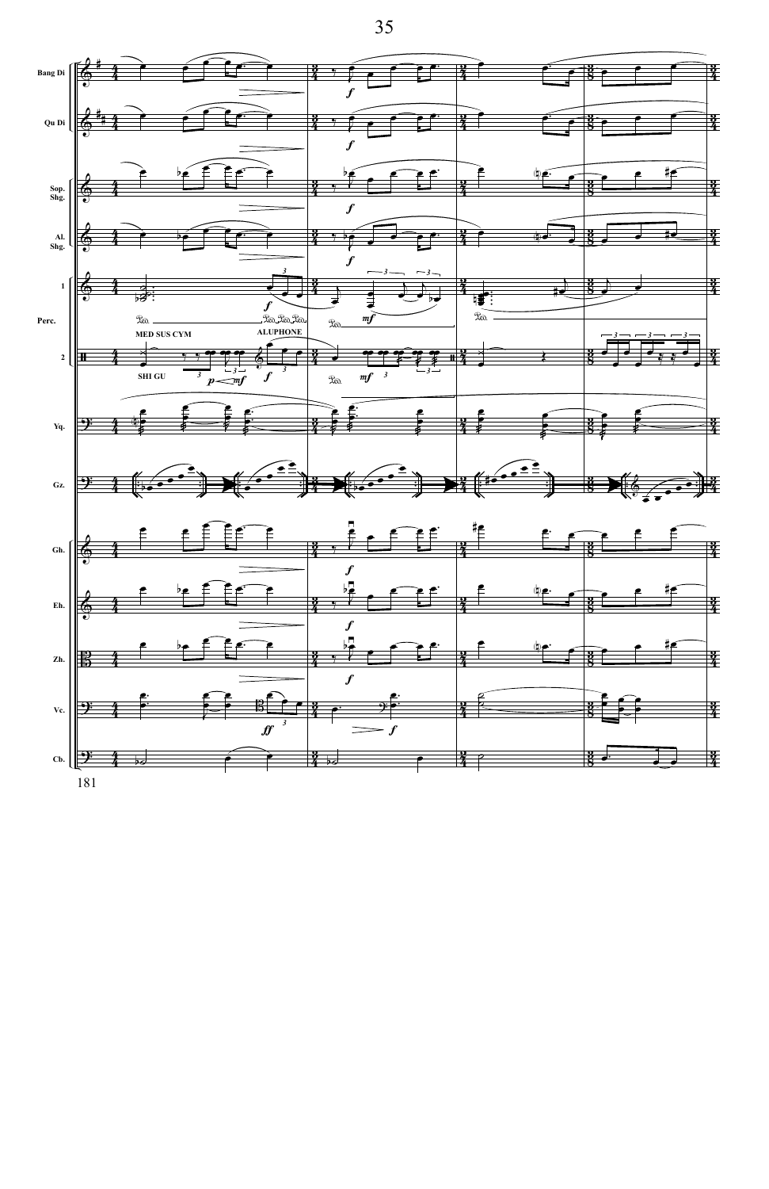Bang Di

Qu Di

Sop. Shg.

Al. Shg.

Perc. 1

Perc. 2

MED SUS CYM

ALUPHONE

SHI GU

Yq.

Gz.

Gh.

Eh.

Zh.

Vc.

Cb.

181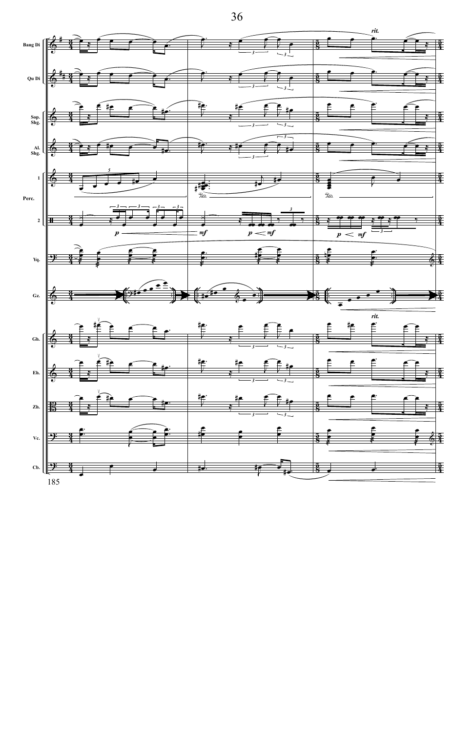Bang Di

Qu Di

Sop. Shg.

Al. Shg.

Perc. 1

Perc. 2

Yq.

Gz.

Gh.

Eh.

Zh.

Vc.

Cb.

*rit.*

*p* *mf* *p* *mf* *p* *mf*

185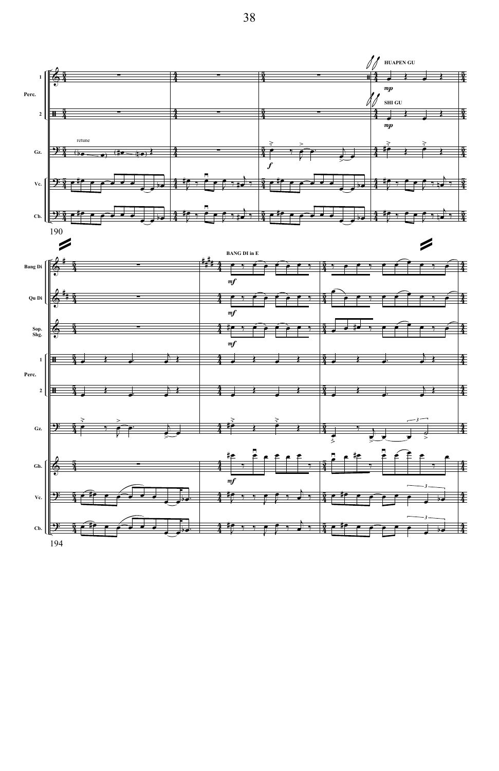Perc. 1, 2 — HUAPEN GU *mp*; SHI GU *mp*

Gz. — retune; *f*

Vc.

Cb.

190

Bang Di — BANG DI in E *mf*

Qu Di — *mf*

Sop. Shg. — *mf*

Perc. 1, 2

Gz.

Gh. — *mf*

Vc.

Cb.

194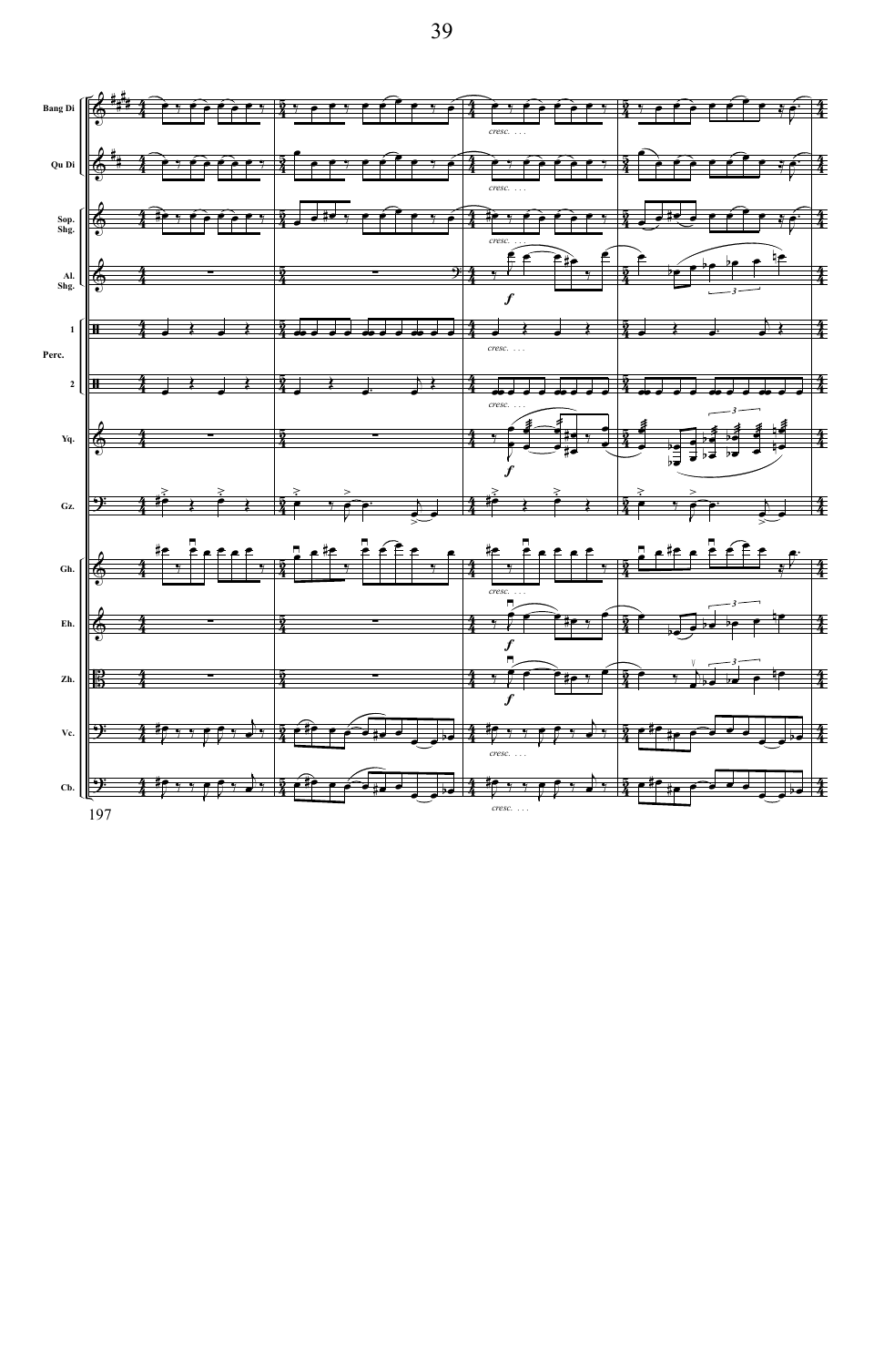Bang Di

Qu Di

Sop. Shg.

Al. Shg.

Perc. 1

Perc. 2

Yq.

Gz.

Gh.

Eh.

Zh.

Vc.

Cb.

*cresc. . . .*

*f*

197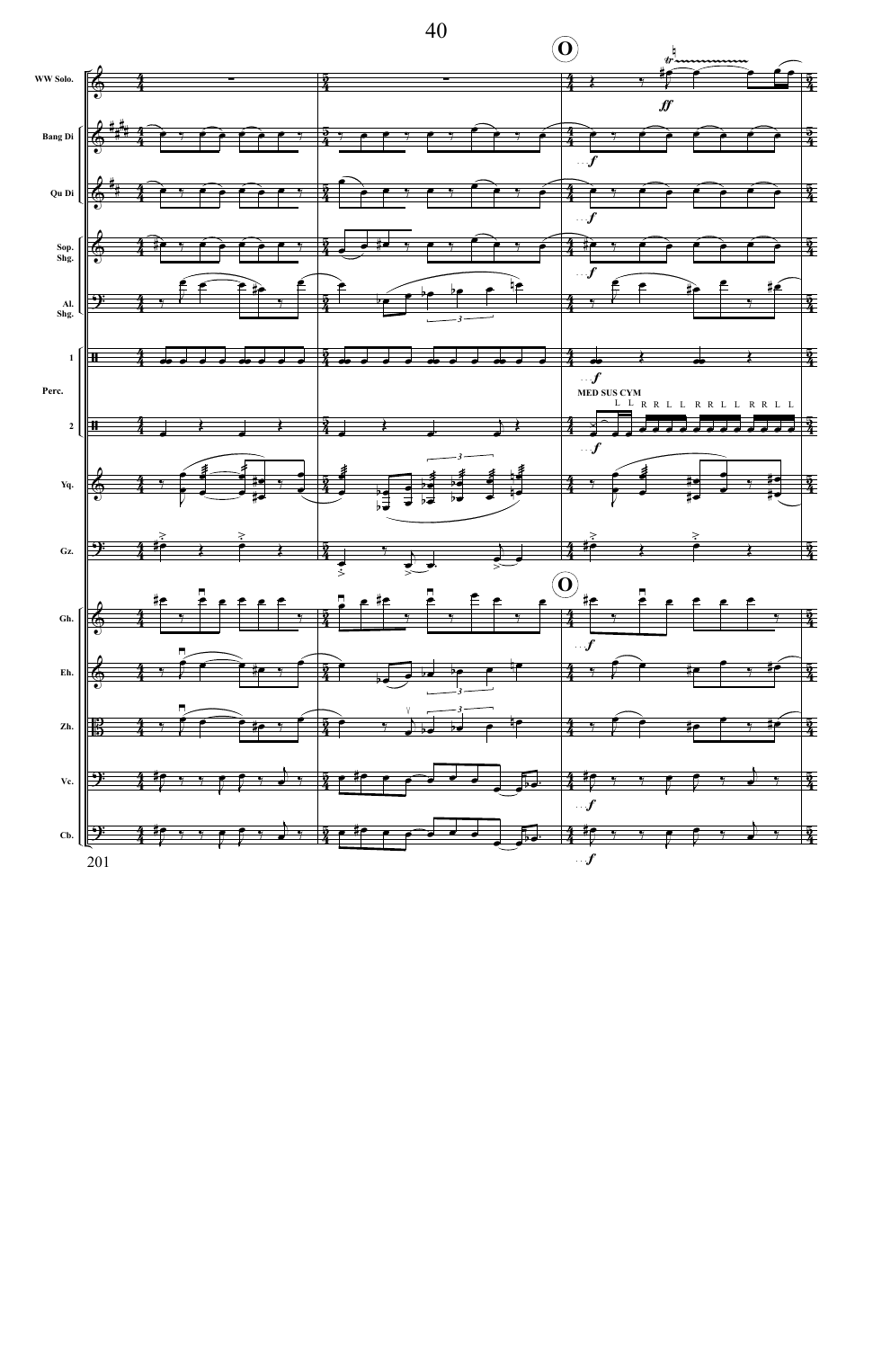WW Solo.

Bang Di

Qu Di

Sop. Shg.

Al. Shg.

Perc.

Yq.

Gz.

Gh.

Eh.

Zh.

Vc.

Cb.

MED SUS CYM

201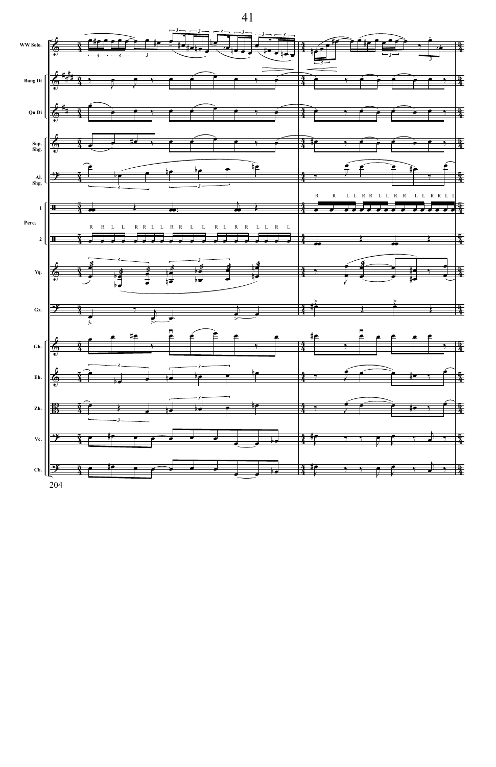WW Solo.

Bang Di

Qu Di

Sop. Shg.

Al. Shg.

Perc.

1

2

Yq.

Gz.

Gh.

Eh.

Zh.

Vc.

Cb.

R R L L R R L L R R L L R R L L

R R L L R R L L R R L L R L R R L L R L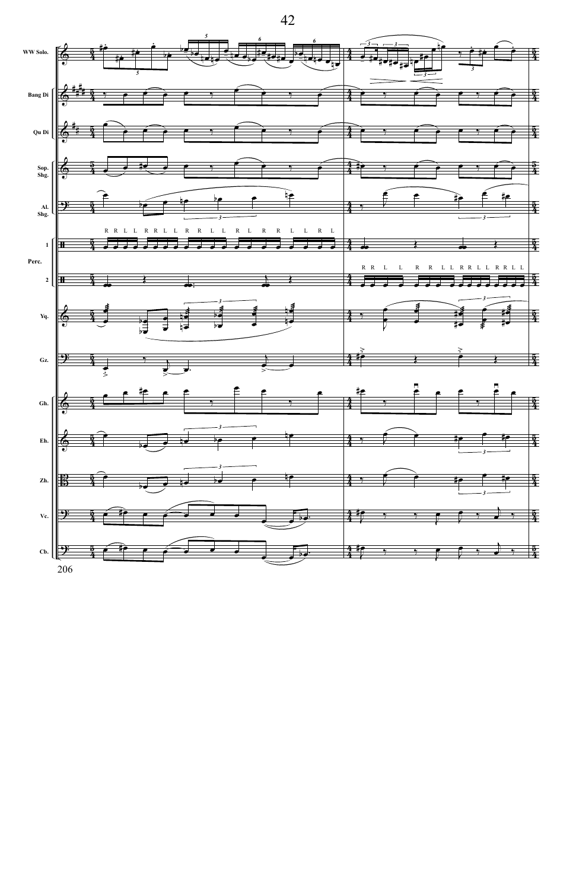WW Solo.

Bang Di

Qu Di

Sop. Shg.

Al. Shg.

Perc.

Yq.

Gz.

Gh.

Eh.

Zh.

Vc.

Cb.

R R L L R R L L R R L L R L R R L L R L

R R L L R R L L R R L L R R L L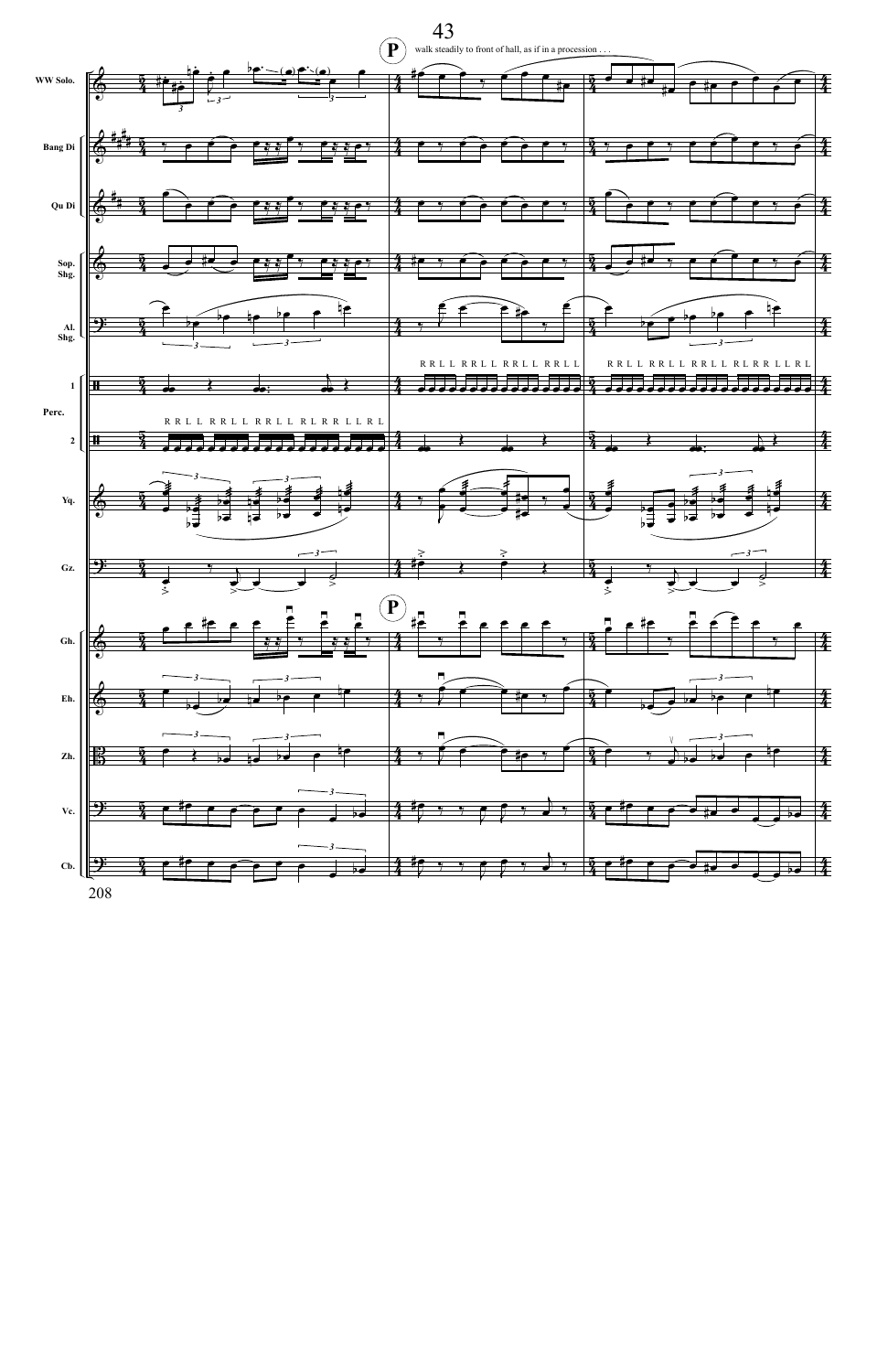**P** walk steadily to front of hall, as if in a procession . . .

WW Solo.

Bang Di

Qu Di

Sop. Shg.

Al. Shg.

Perc. 1

Perc. 2

RRLL RRLL RRLL RRLL

RRL L RRL L RRL L RL RR L L RL

RRL L RRL L RRL L RL RR L L RL

Yq.

Gz.

**P**

Gh.

Eh.

Zh.

Vc.

Cb.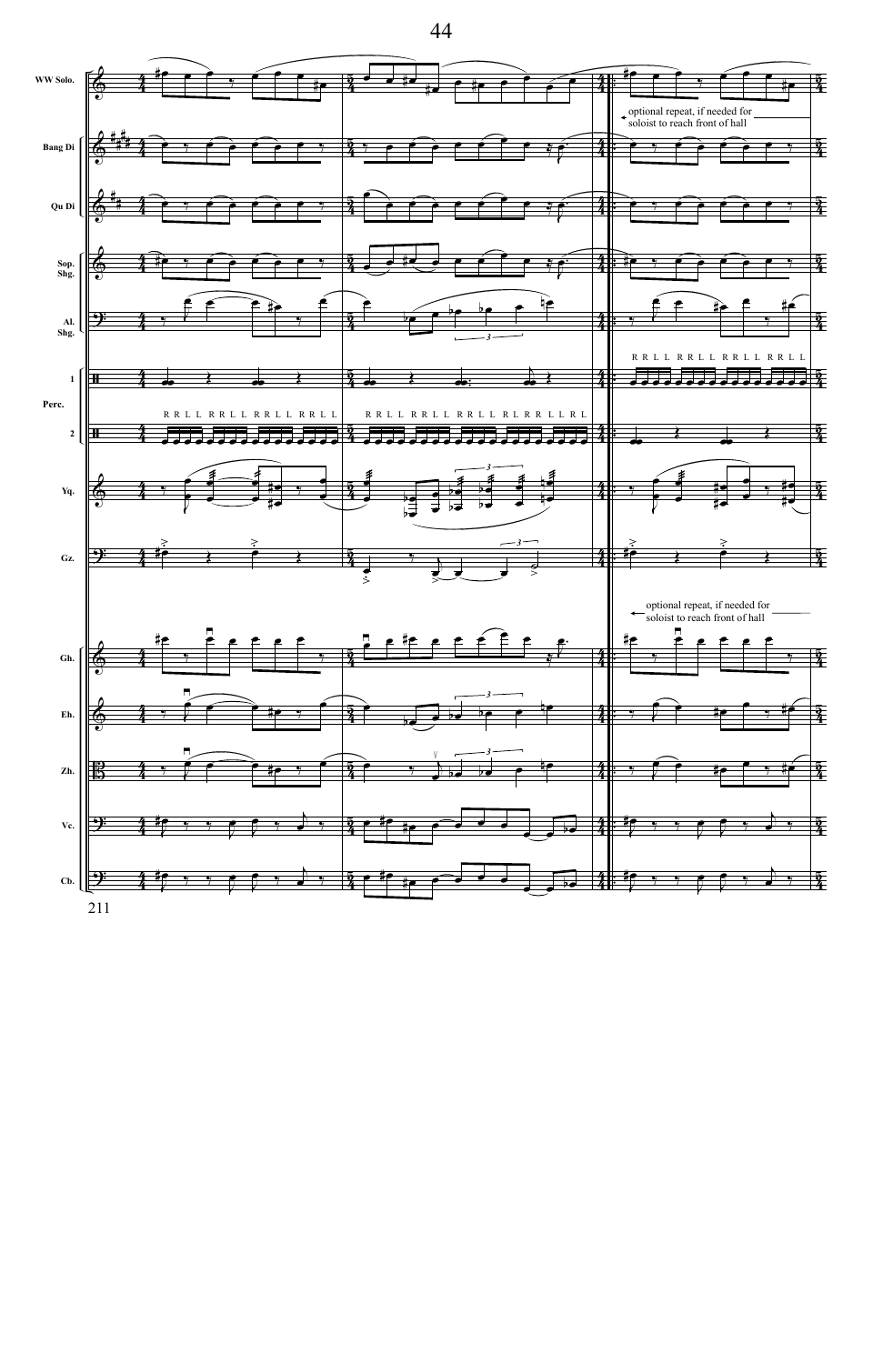WW Solo.

Bang Di

Qu Di

Sop. Shg.

Al. Shg.

Perc. 1

Perc. 2

Yq.

Gz.

Gh.

Eh.

Zh.

Vc.

Cb.

optional repeat, if needed for soloist to reach front of hall

R R L L R R L L R R L L R R L L

R R L L R R L L R R L L R R L L

R R L L R R L L R R L L R L R R L L R L

211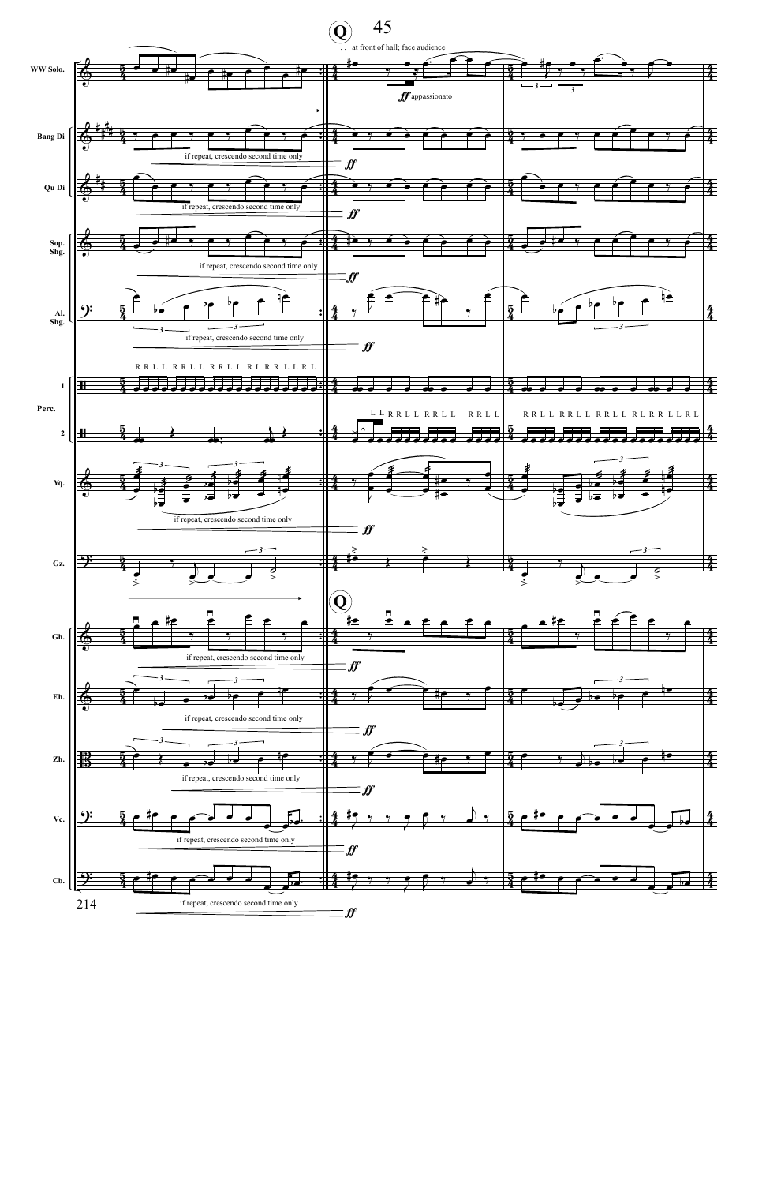Q 45

. . . at front of hall; face audience

WW Solo.

*ff* appassionato

Bang Di

if repeat, crescendo second time only

*ff*

Qu Di

if repeat, crescendo second time only

*ff*

Sop. Shg.

if repeat, crescendo second time only

*ff*

Al. Shg.

if repeat, crescendo second time only

*ff*

R R L L R R L L R R L L R L R R L L R L

Perc. 1

Perc. 2

L L R R L L R R L L R R L L R R L L R R L L R R L L R L R R L L R L

Yq.

if repeat, crescendo second time only

*ff*

Gz.

Q

Gh.

if repeat, crescendo second time only

*ff*

Eh.

if repeat, crescendo second time only

*ff*

Zh.

if repeat, crescendo second time only

*ff*

Vc.

if repeat, crescendo second time only

*ff*

Cb.

if repeat, crescendo second time only

*ff*

214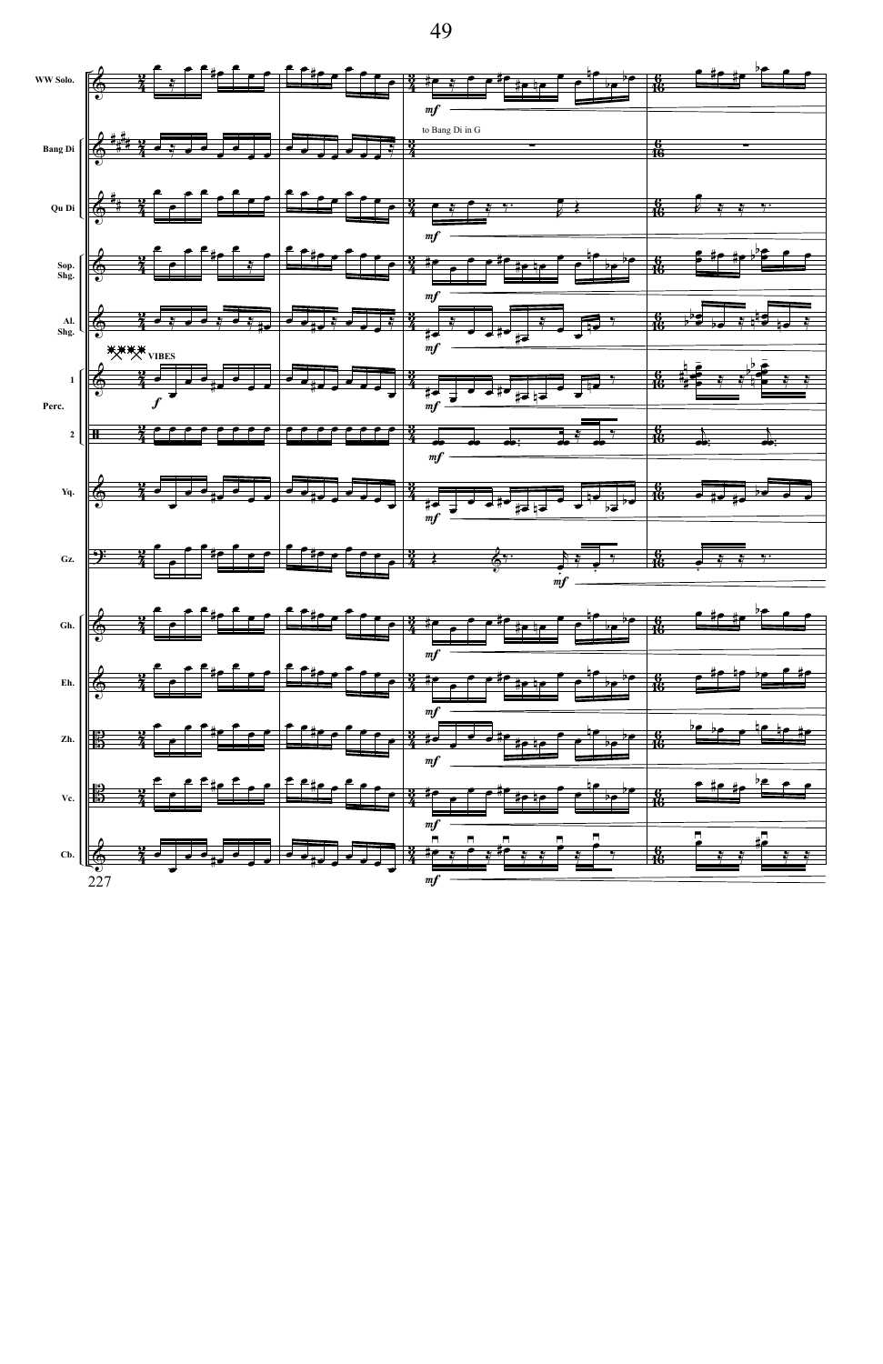WW Solo.

Bang Di

to Bang Di in G

Qu Di

Sop. Shg.

Al. Shg.

VIBES

Perc. 1

Perc. 2

Yq.

Gz.

Gh.

Eh.

Zh.

Vc.

Cb.

227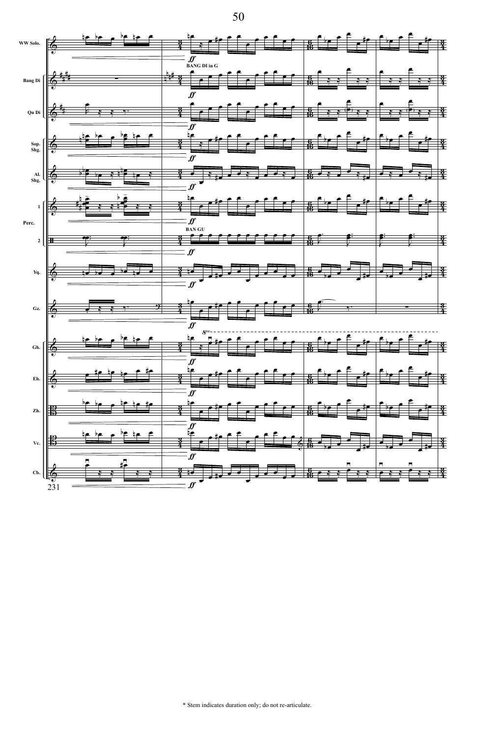* Stem indicates duration only; do not re-articulate.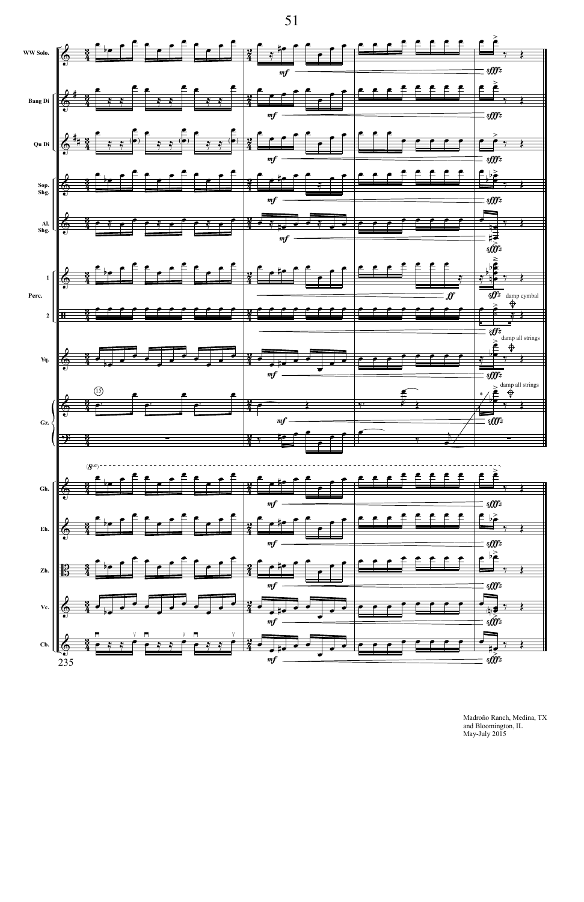Madroño Ranch, Medina, TX
and Bloomington, IL
May-July 2015